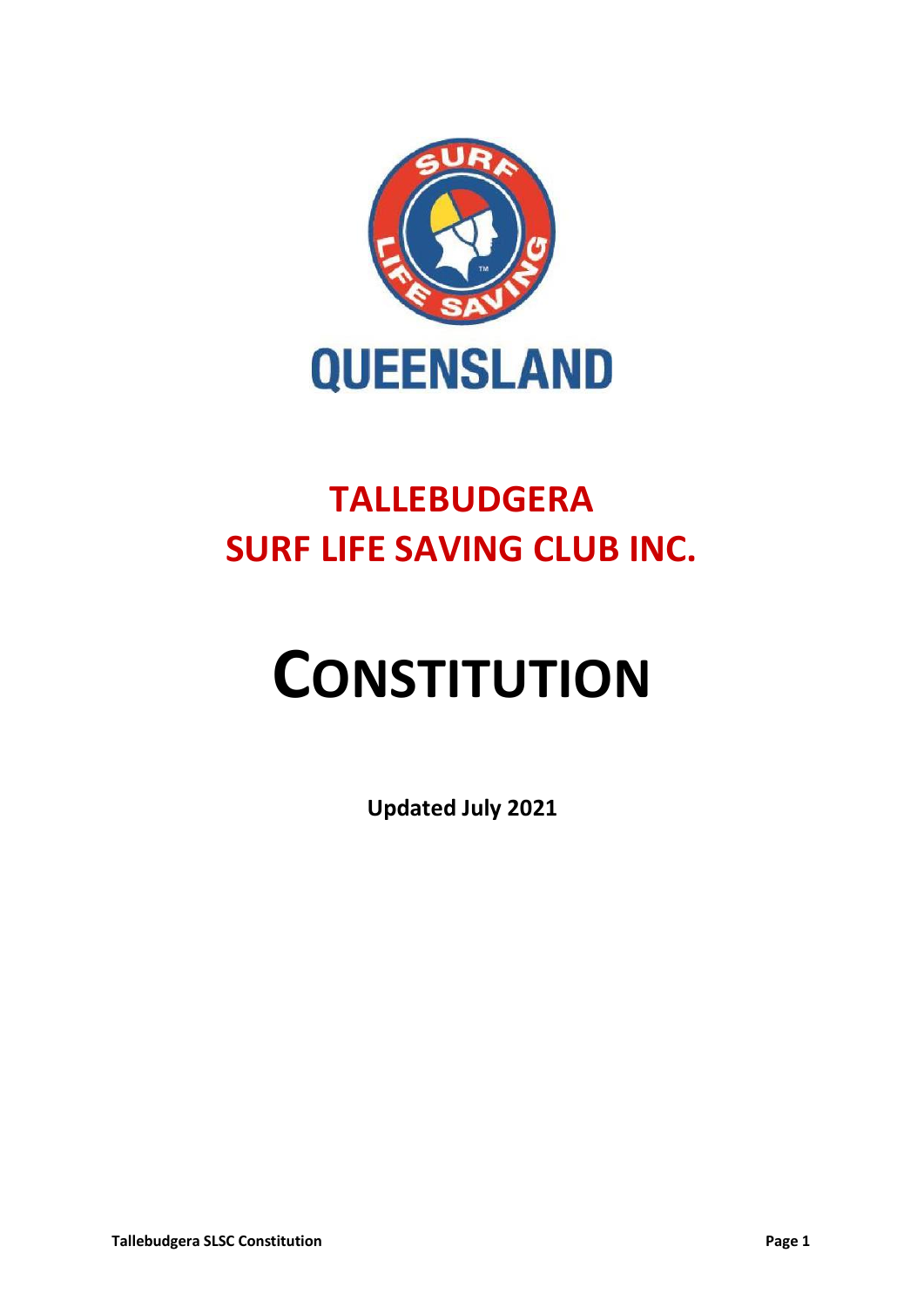QUEENSLAND

# TALLEBUDGERA SURF LIFE SAVING CLUB INC.

# CONSTITUTION

**Updated July 2021**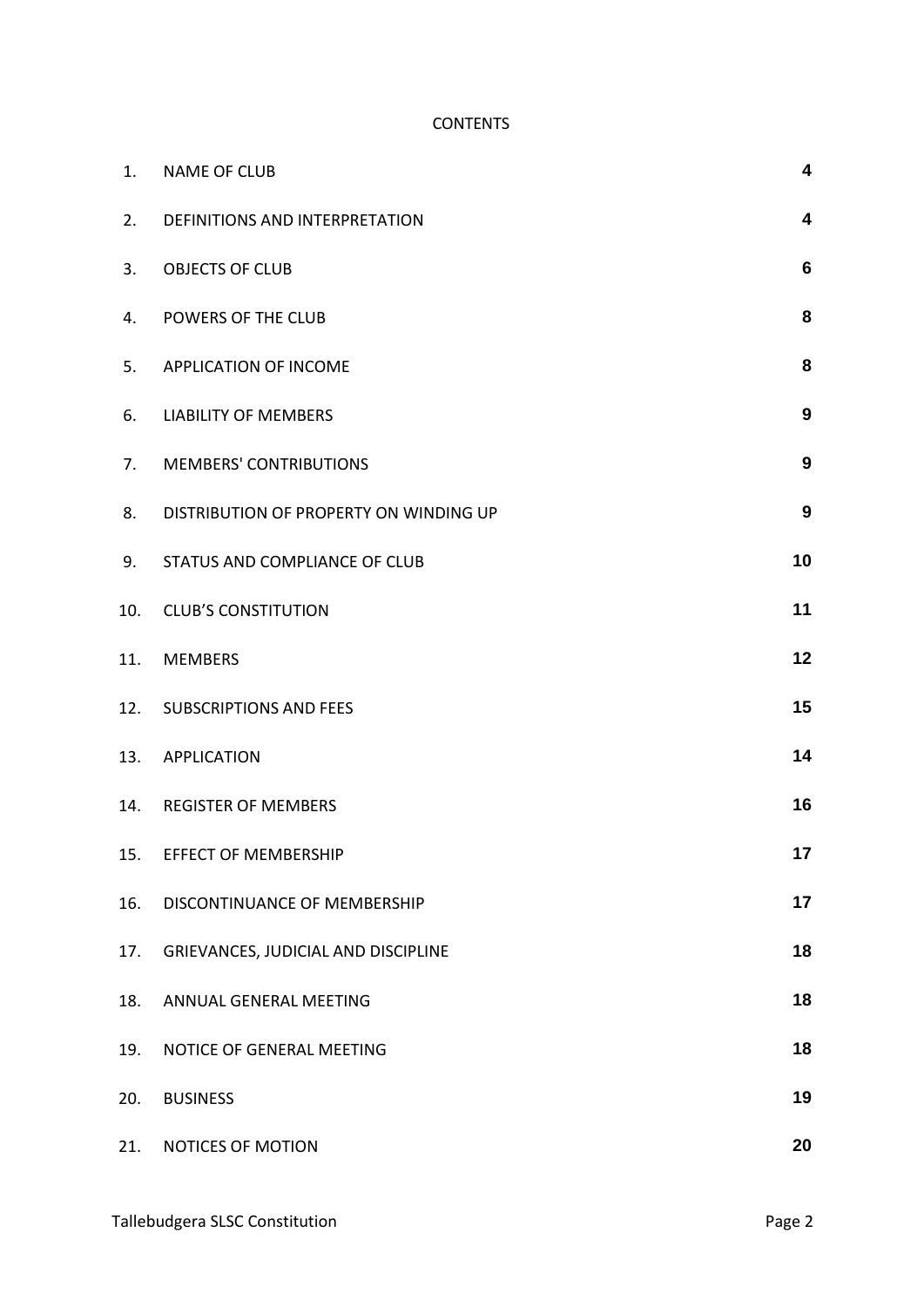CONTENTS

| | | |
|---|---|---|
| 1. | NAME OF CLUB | **4** |
| 2. | DEFINITIONS AND INTERPRETATION | **4** |
| 3. | OBJECTS OF CLUB | **6** |
| 4. | POWERS OF THE CLUB | **8** |
| 5. | APPLICATION OF INCOME | **8** |
| 6. | LIABILITY OF MEMBERS | **9** |
| 7. | MEMBERS' CONTRIBUTIONS | **9** |
| 8. | DISTRIBUTION OF PROPERTY ON WINDING UP | **9** |
| 9. | STATUS AND COMPLIANCE OF CLUB | **10** |
| 10. | CLUB'S CONSTITUTION | **11** |
| 11. | MEMBERS | **12** |
| 12. | SUBSCRIPTIONS AND FEES | **15** |
| 13. | APPLICATION | **14** |
| 14. | REGISTER OF MEMBERS | **16** |
| 15. | EFFECT OF MEMBERSHIP | **17** |
| 16. | DISCONTINUANCE OF MEMBERSHIP | **17** |
| 17. | GRIEVANCES, JUDICIAL AND DISCIPLINE | **18** |
| 18. | ANNUAL GENERAL MEETING | **18** |
| 19. | NOTICE OF GENERAL MEETING | **18** |
| 20. | BUSINESS | **19** |
| 21. | NOTICES OF MOTION | **20** |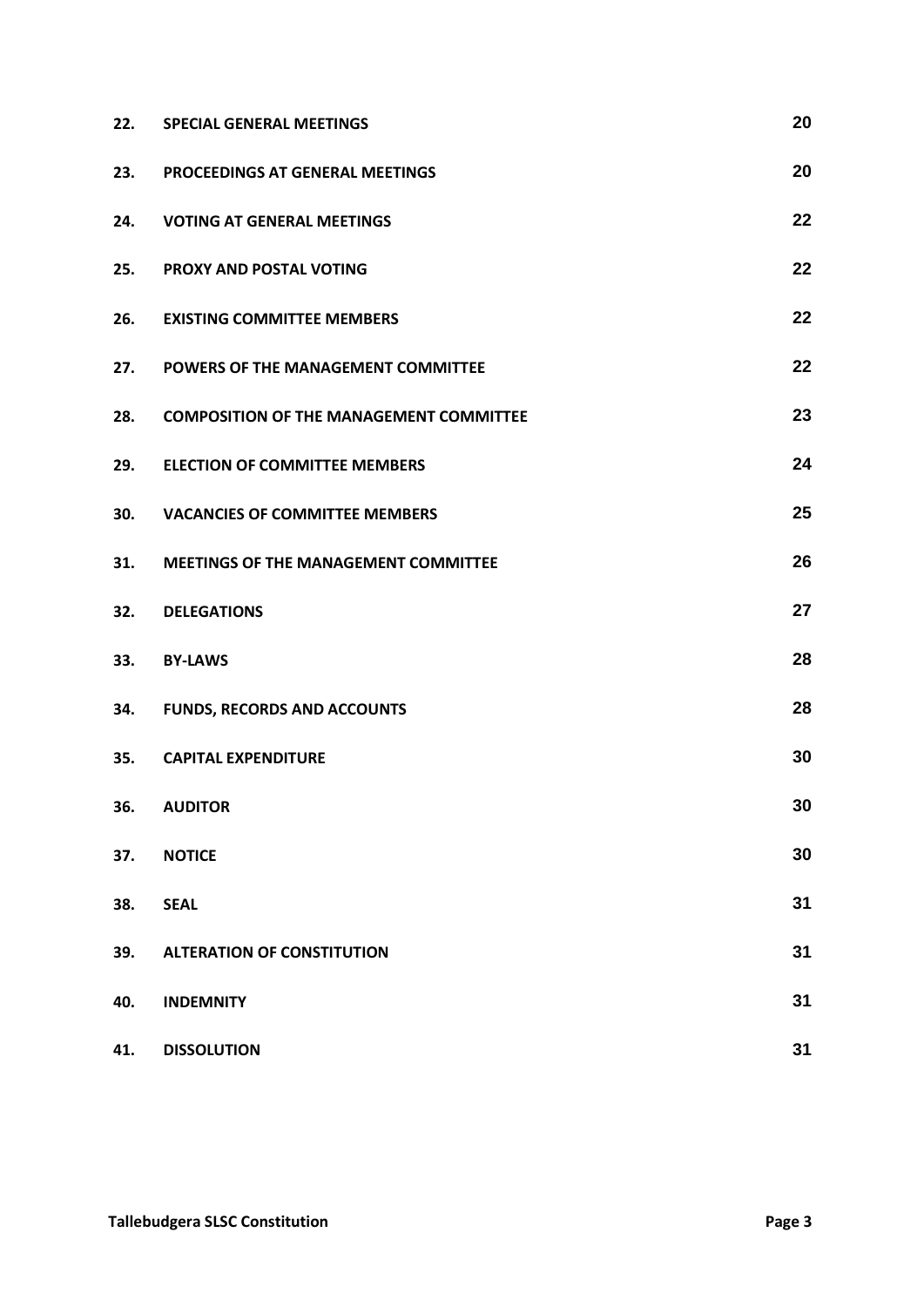| | | |
|---|---|---|
| **22.** | **SPECIAL GENERAL MEETINGS** | 20 |
| **23.** | **PROCEEDINGS AT GENERAL MEETINGS** | 20 |
| **24.** | **VOTING AT GENERAL MEETINGS** | 22 |
| **25.** | **PROXY AND POSTAL VOTING** | 22 |
| **26.** | **EXISTING COMMITTEE MEMBERS** | 22 |
| **27.** | **POWERS OF THE MANAGEMENT COMMITTEE** | 22 |
| **28.** | **COMPOSITION OF THE MANAGEMENT COMMITTEE** | 23 |
| **29.** | **ELECTION OF COMMITTEE MEMBERS** | 24 |
| **30.** | **VACANCIES OF COMMITTEE MEMBERS** | 25 |
| **31.** | **MEETINGS OF THE MANAGEMENT COMMITTEE** | 26 |
| **32.** | **DELEGATIONS** | 27 |
| **33.** | **BY-LAWS** | 28 |
| **34.** | **FUNDS, RECORDS AND ACCOUNTS** | 28 |
| **35.** | **CAPITAL EXPENDITURE** | 30 |
| **36.** | **AUDITOR** | 30 |
| **37.** | **NOTICE** | 30 |
| **38.** | **SEAL** | 31 |
| **39.** | **ALTERATION OF CONSTITUTION** | 31 |
| **40.** | **INDEMNITY** | 31 |
| **41.** | **DISSOLUTION** | 31 |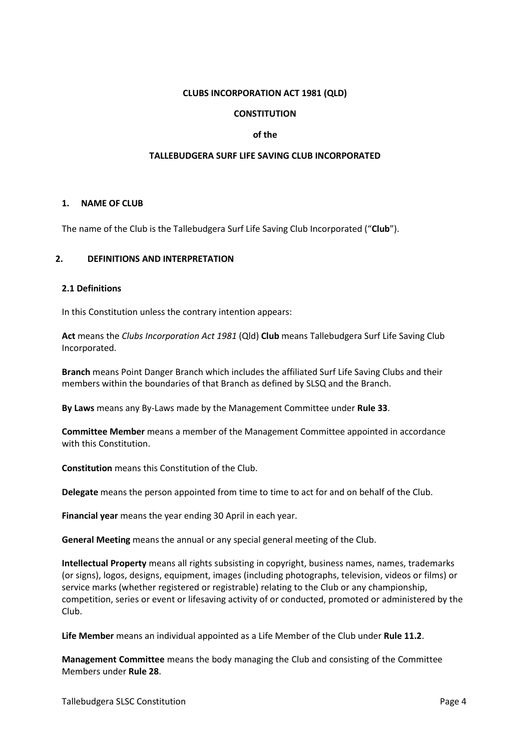**CLUBS INCORPORATION ACT 1981 (QLD)**

**CONSTITUTION**

**of the**

**TALLEBUDGERA SURF LIFE SAVING CLUB INCORPORATED**

## 1. NAME OF CLUB

The name of the Club is the Tallebudgera Surf Life Saving Club Incorporated ("**Club**").

## 2. DEFINITIONS AND INTERPRETATION

### 2.1 Definitions

In this Constitution unless the contrary intention appears:

**Act** means the *Clubs Incorporation Act 1981* (Qld) **Club** means Tallebudgera Surf Life Saving Club Incorporated.

**Branch** means Point Danger Branch which includes the affiliated Surf Life Saving Clubs and their members within the boundaries of that Branch as defined by SLSQ and the Branch.

**By Laws** means any By-Laws made by the Management Committee under **Rule 33**.

**Committee Member** means a member of the Management Committee appointed in accordance with this Constitution.

**Constitution** means this Constitution of the Club.

**Delegate** means the person appointed from time to time to act for and on behalf of the Club.

**Financial year** means the year ending 30 April in each year.

**General Meeting** means the annual or any special general meeting of the Club.

**Intellectual Property** means all rights subsisting in copyright, business names, names, trademarks (or signs), logos, designs, equipment, images (including photographs, television, videos or films) or service marks (whether registered or registrable) relating to the Club or any championship, competition, series or event or lifesaving activity of or conducted, promoted or administered by the Club.

**Life Member** means an individual appointed as a Life Member of the Club under **Rule 11.2**.

**Management Committee** means the body managing the Club and consisting of the Committee Members under **Rule 28**.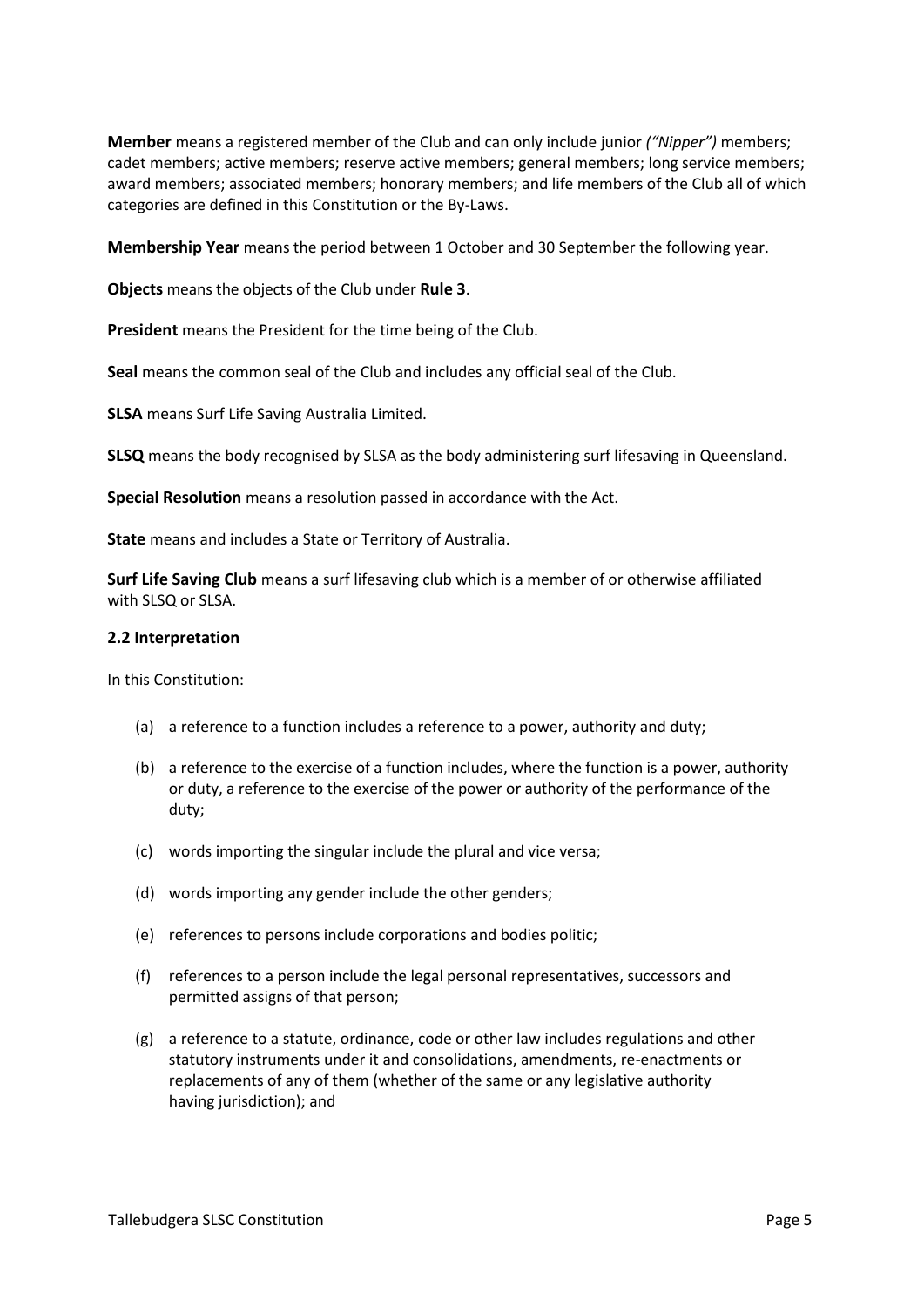**Member** means a registered member of the Club and can only include junior *("Nipper")* members; cadet members; active members; reserve active members; general members; long service members; award members; associated members; honorary members; and life members of the Club all of which categories are defined in this Constitution or the By-Laws.

**Membership Year** means the period between 1 October and 30 September the following year.

**Objects** means the objects of the Club under **Rule 3**.

**President** means the President for the time being of the Club.

**Seal** means the common seal of the Club and includes any official seal of the Club.

**SLSA** means Surf Life Saving Australia Limited.

**SLSQ** means the body recognised by SLSA as the body administering surf lifesaving in Queensland.

**Special Resolution** means a resolution passed in accordance with the Act.

**State** means and includes a State or Territory of Australia.

**Surf Life Saving Club** means a surf lifesaving club which is a member of or otherwise affiliated with SLSQ or SLSA.

**2.2 Interpretation**

In this Constitution:

(a) a reference to a function includes a reference to a power, authority and duty;

(b) a reference to the exercise of a function includes, where the function is a power, authority or duty, a reference to the exercise of the power or authority of the performance of the duty;

(c) words importing the singular include the plural and vice versa;

(d) words importing any gender include the other genders;

(e) references to persons include corporations and bodies politic;

(f) references to a person include the legal personal representatives, successors and permitted assigns of that person;

(g) a reference to a statute, ordinance, code or other law includes regulations and other statutory instruments under it and consolidations, amendments, re-enactments or replacements of any of them (whether of the same or any legislative authority having jurisdiction); and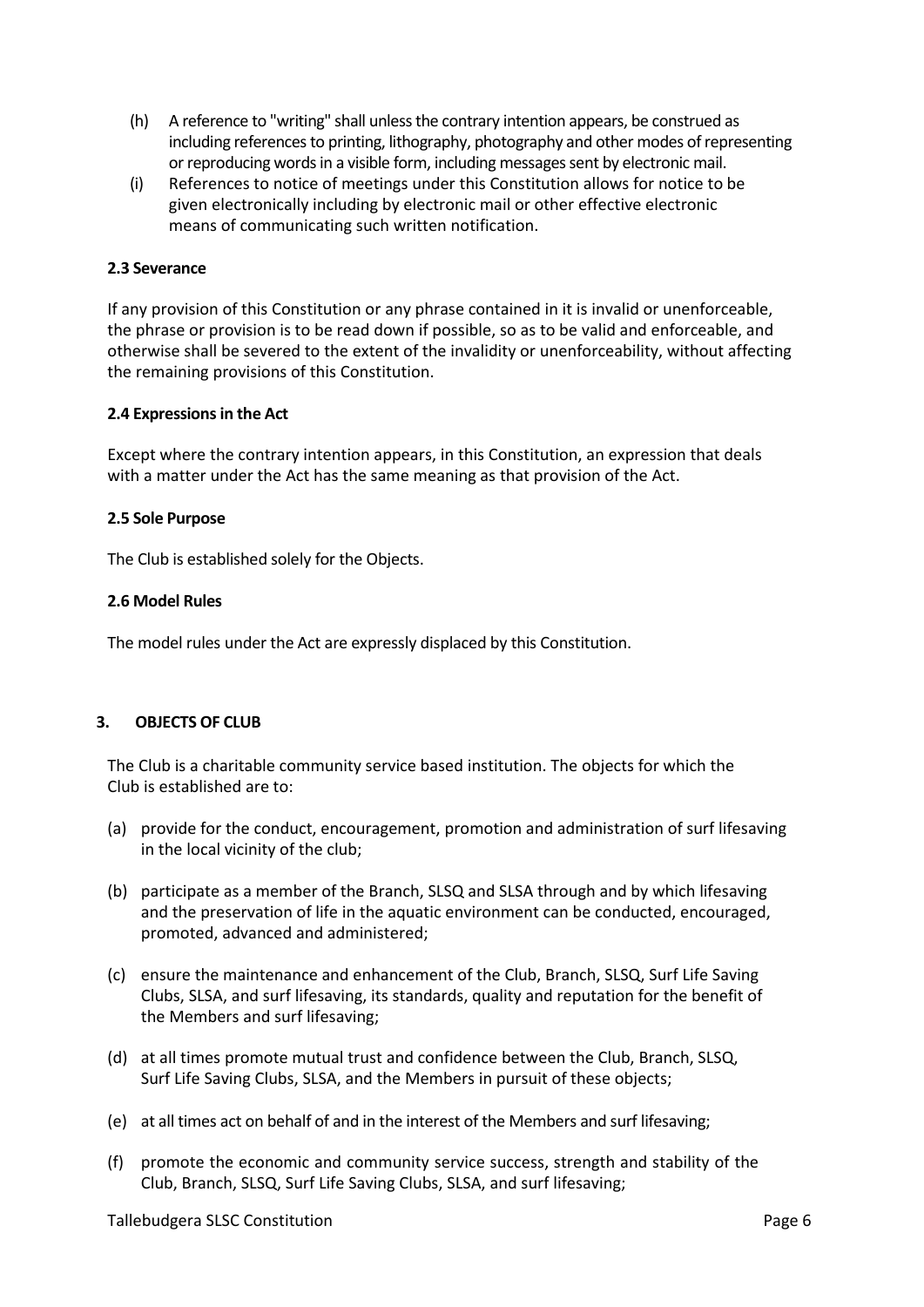(h) A reference to "writing" shall unless the contrary intention appears, be construed as including references to printing, lithography, photography and other modes of representing or reproducing words in a visible form, including messages sent by electronic mail.

(i) References to notice of meetings under this Constitution allows for notice to be given electronically including by electronic mail or other effective electronic means of communicating such written notification.

**2.3 Severance**

If any provision of this Constitution or any phrase contained in it is invalid or unenforceable, the phrase or provision is to be read down if possible, so as to be valid and enforceable, and otherwise shall be severed to the extent of the invalidity or unenforceability, without affecting the remaining provisions of this Constitution.

**2.4 Expressions in the Act**

Except where the contrary intention appears, in this Constitution, an expression that deals with a matter under the Act has the same meaning as that provision of the Act.

**2.5 Sole Purpose**

The Club is established solely for the Objects.

**2.6 Model Rules**

The model rules under the Act are expressly displaced by this Constitution.

## 3. OBJECTS OF CLUB

The Club is a charitable community service based institution. The objects for which the Club is established are to:

(a) provide for the conduct, encouragement, promotion and administration of surf lifesaving in the local vicinity of the club;

(b) participate as a member of the Branch, SLSQ and SLSA through and by which lifesaving and the preservation of life in the aquatic environment can be conducted, encouraged, promoted, advanced and administered;

(c) ensure the maintenance and enhancement of the Club, Branch, SLSQ, Surf Life Saving Clubs, SLSA, and surf lifesaving, its standards, quality and reputation for the benefit of the Members and surf lifesaving;

(d) at all times promote mutual trust and confidence between the Club, Branch, SLSQ, Surf Life Saving Clubs, SLSA, and the Members in pursuit of these objects;

(e) at all times act on behalf of and in the interest of the Members and surf lifesaving;

(f) promote the economic and community service success, strength and stability of the Club, Branch, SLSQ, Surf Life Saving Clubs, SLSA, and surf lifesaving;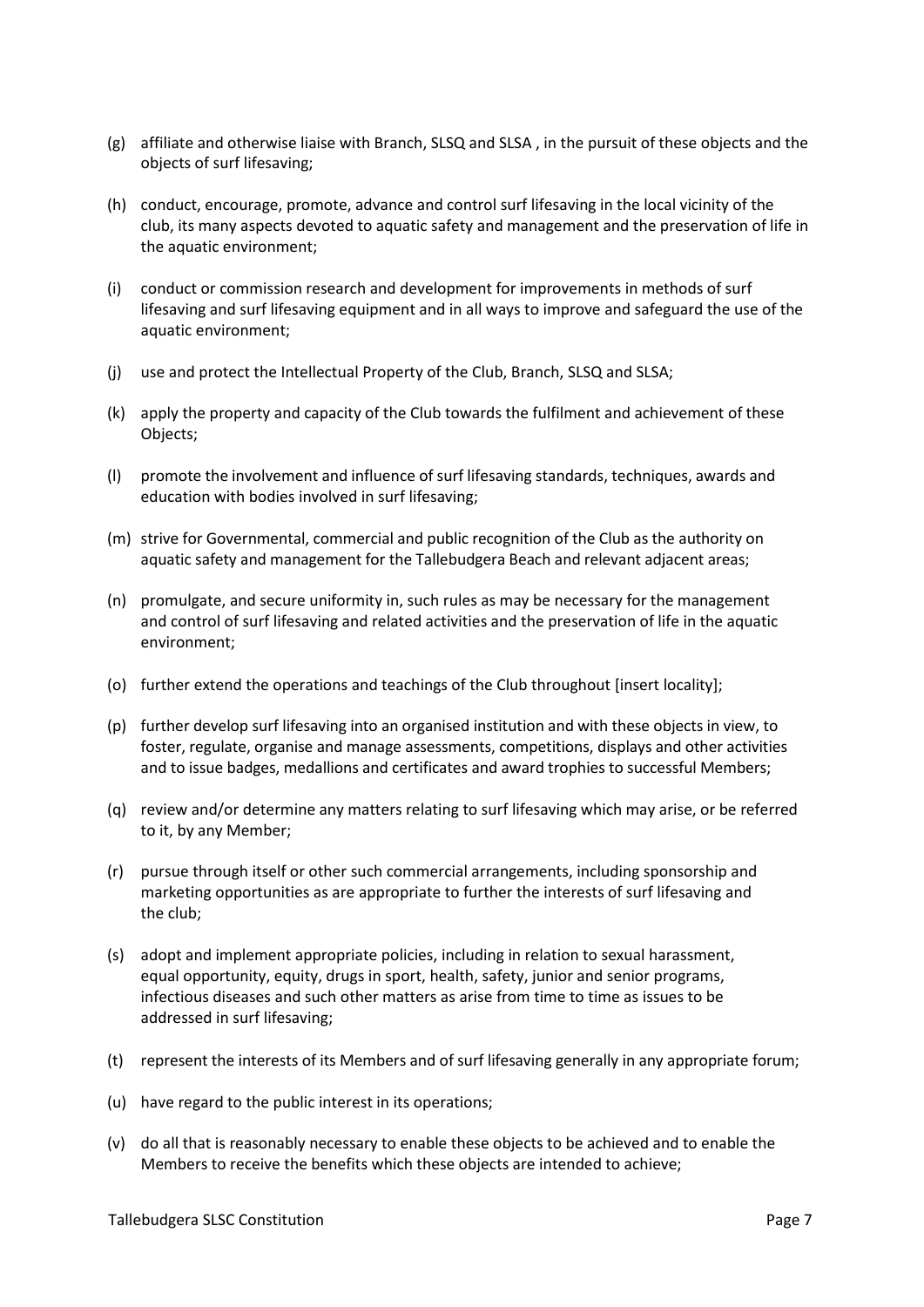(g) affiliate and otherwise liaise with Branch, SLSQ and SLSA , in the pursuit of these objects and the objects of surf lifesaving;

(h) conduct, encourage, promote, advance and control surf lifesaving in the local vicinity of the club, its many aspects devoted to aquatic safety and management and the preservation of life in the aquatic environment;

(i) conduct or commission research and development for improvements in methods of surf lifesaving and surf lifesaving equipment and in all ways to improve and safeguard the use of the aquatic environment;

(j) use and protect the Intellectual Property of the Club, Branch, SLSQ and SLSA;

(k) apply the property and capacity of the Club towards the fulfilment and achievement of these Objects;

(l) promote the involvement and influence of surf lifesaving standards, techniques, awards and education with bodies involved in surf lifesaving;

(m) strive for Governmental, commercial and public recognition of the Club as the authority on aquatic safety and management for the Tallebudgera Beach and relevant adjacent areas;

(n) promulgate, and secure uniformity in, such rules as may be necessary for the management and control of surf lifesaving and related activities and the preservation of life in the aquatic environment;

(o) further extend the operations and teachings of the Club throughout [insert locality];

(p) further develop surf lifesaving into an organised institution and with these objects in view, to foster, regulate, organise and manage assessments, competitions, displays and other activities and to issue badges, medallions and certificates and award trophies to successful Members;

(q) review and/or determine any matters relating to surf lifesaving which may arise, or be referred to it, by any Member;

(r) pursue through itself or other such commercial arrangements, including sponsorship and marketing opportunities as are appropriate to further the interests of surf lifesaving and the club;

(s) adopt and implement appropriate policies, including in relation to sexual harassment, equal opportunity, equity, drugs in sport, health, safety, junior and senior programs, infectious diseases and such other matters as arise from time to time as issues to be addressed in surf lifesaving;

(t) represent the interests of its Members and of surf lifesaving generally in any appropriate forum;

(u) have regard to the public interest in its operations;

(v) do all that is reasonably necessary to enable these objects to be achieved and to enable the Members to receive the benefits which these objects are intended to achieve;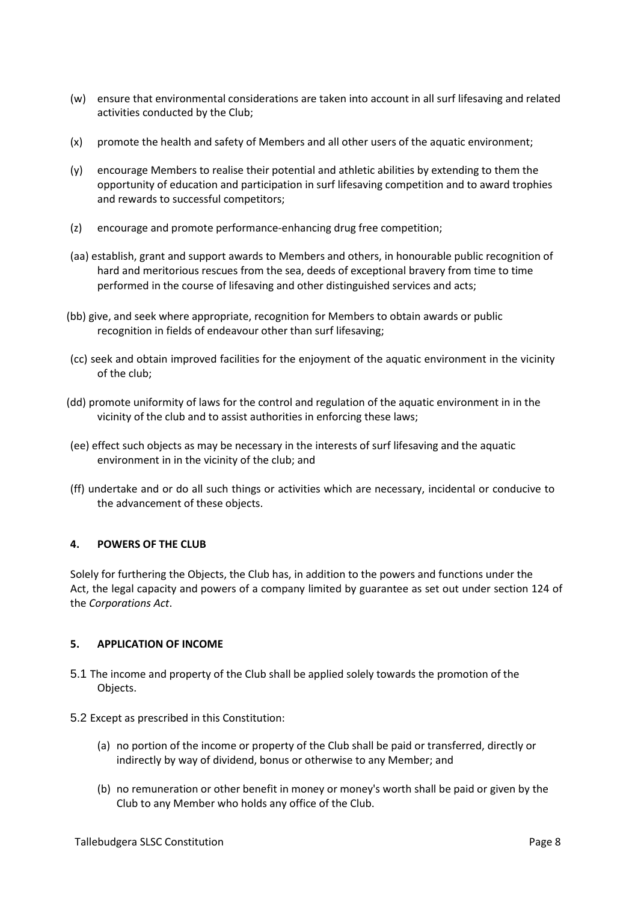(w) ensure that environmental considerations are taken into account in all surf lifesaving and related activities conducted by the Club;

(x) promote the health and safety of Members and all other users of the aquatic environment;

(y) encourage Members to realise their potential and athletic abilities by extending to them the opportunity of education and participation in surf lifesaving competition and to award trophies and rewards to successful competitors;

(z) encourage and promote performance-enhancing drug free competition;

(aa) establish, grant and support awards to Members and others, in honourable public recognition of hard and meritorious rescues from the sea, deeds of exceptional bravery from time to time performed in the course of lifesaving and other distinguished services and acts;

(bb) give, and seek where appropriate, recognition for Members to obtain awards or public recognition in fields of endeavour other than surf lifesaving;

(cc) seek and obtain improved facilities for the enjoyment of the aquatic environment in the vicinity of the club;

(dd) promote uniformity of laws for the control and regulation of the aquatic environment in in the vicinity of the club and to assist authorities in enforcing these laws;

(ee) effect such objects as may be necessary in the interests of surf lifesaving and the aquatic environment in in the vicinity of the club; and

(ff) undertake and or do all such things or activities which are necessary, incidental or conducive to the advancement of these objects.

## 4. POWERS OF THE CLUB

Solely for furthering the Objects, the Club has, in addition to the powers and functions under the Act, the legal capacity and powers of a company limited by guarantee as set out under section 124 of the *Corporations Act*.

## 5. APPLICATION OF INCOME

5.1 The income and property of the Club shall be applied solely towards the promotion of the Objects.

5.2 Except as prescribed in this Constitution:

(a) no portion of the income or property of the Club shall be paid or transferred, directly or indirectly by way of dividend, bonus or otherwise to any Member; and

(b) no remuneration or other benefit in money or money's worth shall be paid or given by the Club to any Member who holds any office of the Club.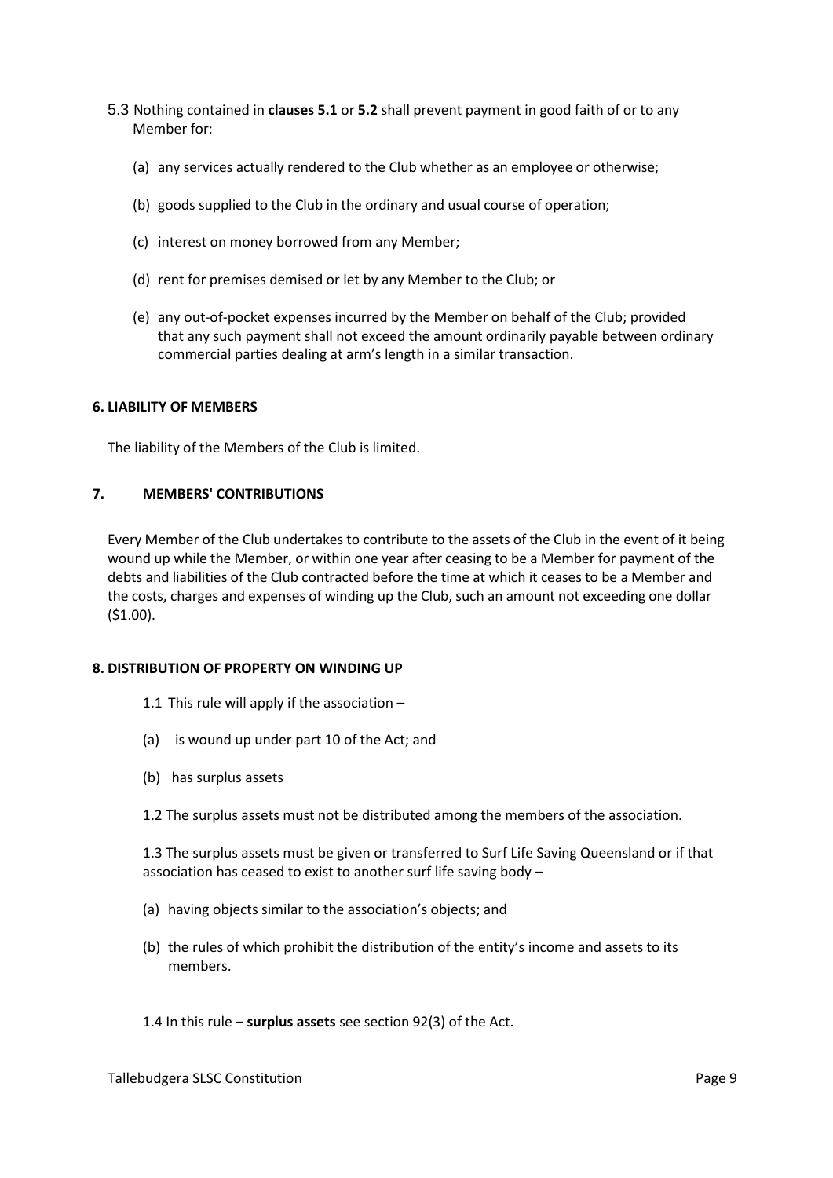5.3 Nothing contained in **clauses 5.1** or **5.2** shall prevent payment in good faith of or to any Member for:

(a) any services actually rendered to the Club whether as an employee or otherwise;

(b) goods supplied to the Club in the ordinary and usual course of operation;

(c) interest on money borrowed from any Member;

(d) rent for premises demised or let by any Member to the Club; or

(e) any out-of-pocket expenses incurred by the Member on behalf of the Club; provided that any such payment shall not exceed the amount ordinarily payable between ordinary commercial parties dealing at arm's length in a similar transaction.

## 6. LIABILITY OF MEMBERS

The liability of the Members of the Club is limited.

## 7. MEMBERS' CONTRIBUTIONS

Every Member of the Club undertakes to contribute to the assets of the Club in the event of it being wound up while the Member, or within one year after ceasing to be a Member for payment of the debts and liabilities of the Club contracted before the time at which it ceases to be a Member and the costs, charges and expenses of winding up the Club, such an amount not exceeding one dollar ($1.00).

## 8. DISTRIBUTION OF PROPERTY ON WINDING UP

1.1 This rule will apply if the association –

(a) is wound up under part 10 of the Act; and

(b) has surplus assets

1.2 The surplus assets must not be distributed among the members of the association.

1.3 The surplus assets must be given or transferred to Surf Life Saving Queensland or if that association has ceased to exist to another surf life saving body –

(a) having objects similar to the association's objects; and

(b) the rules of which prohibit the distribution of the entity's income and assets to its members.

1.4 In this rule – **surplus assets** see section 92(3) of the Act.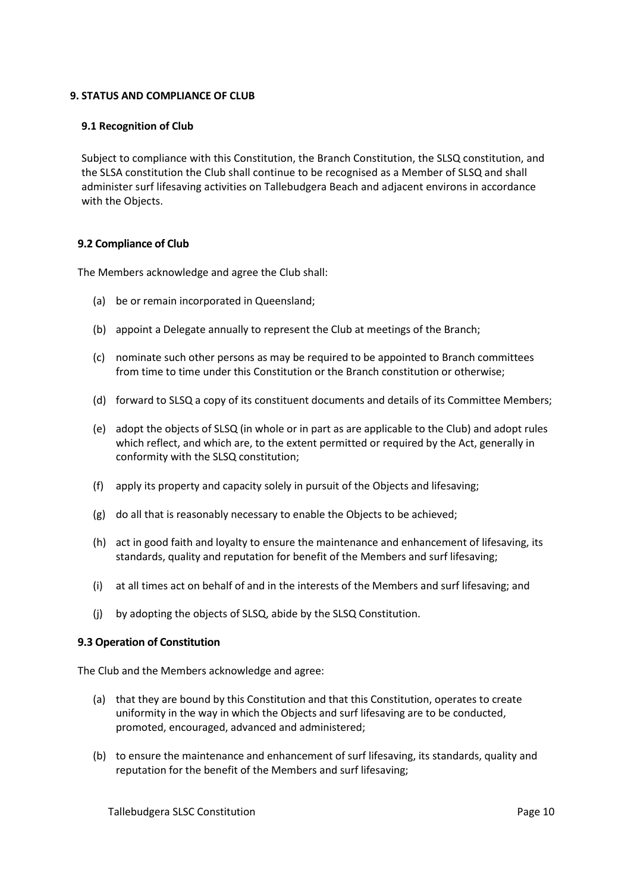## 9. STATUS AND COMPLIANCE OF CLUB

### 9.1 Recognition of Club

Subject to compliance with this Constitution, the Branch Constitution, the SLSQ constitution, and the SLSA constitution the Club shall continue to be recognised as a Member of SLSQ and shall administer surf lifesaving activities on Tallebudgera Beach and adjacent environs in accordance with the Objects.

### 9.2 Compliance of Club

The Members acknowledge and agree the Club shall:

(a) be or remain incorporated in Queensland;

(b) appoint a Delegate annually to represent the Club at meetings of the Branch;

(c) nominate such other persons as may be required to be appointed to Branch committees from time to time under this Constitution or the Branch constitution or otherwise;

(d) forward to SLSQ a copy of its constituent documents and details of its Committee Members;

(e) adopt the objects of SLSQ (in whole or in part as are applicable to the Club) and adopt rules which reflect, and which are, to the extent permitted or required by the Act, generally in conformity with the SLSQ constitution;

(f) apply its property and capacity solely in pursuit of the Objects and lifesaving;

(g) do all that is reasonably necessary to enable the Objects to be achieved;

(h) act in good faith and loyalty to ensure the maintenance and enhancement of lifesaving, its standards, quality and reputation for benefit of the Members and surf lifesaving;

(i) at all times act on behalf of and in the interests of the Members and surf lifesaving; and

(j) by adopting the objects of SLSQ, abide by the SLSQ Constitution.

### 9.3 Operation of Constitution

The Club and the Members acknowledge and agree:

(a) that they are bound by this Constitution and that this Constitution, operates to create uniformity in the way in which the Objects and surf lifesaving are to be conducted, promoted, encouraged, advanced and administered;

(b) to ensure the maintenance and enhancement of surf lifesaving, its standards, quality and reputation for the benefit of the Members and surf lifesaving;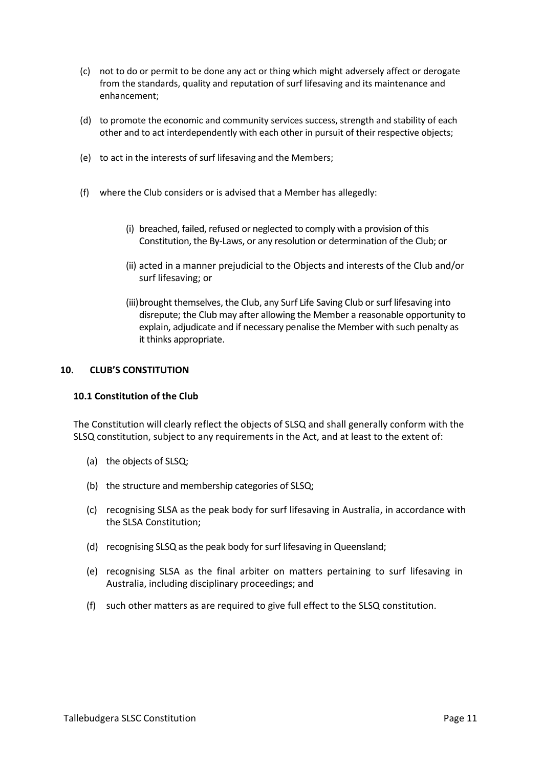(c) not to do or permit to be done any act or thing which might adversely affect or derogate from the standards, quality and reputation of surf lifesaving and its maintenance and enhancement;

(d) to promote the economic and community services success, strength and stability of each other and to act interdependently with each other in pursuit of their respective objects;

(e) to act in the interests of surf lifesaving and the Members;

(f) where the Club considers or is advised that a Member has allegedly:

   (i) breached, failed, refused or neglected to comply with a provision of this Constitution, the By-Laws, or any resolution or determination of the Club; or

   (ii) acted in a manner prejudicial to the Objects and interests of the Club and/or surf lifesaving; or

   (iii) brought themselves, the Club, any Surf Life Saving Club or surf lifesaving into disrepute; the Club may after allowing the Member a reasonable opportunity to explain, adjudicate and if necessary penalise the Member with such penalty as it thinks appropriate.

## 10. CLUB'S CONSTITUTION

### 10.1 Constitution of the Club

The Constitution will clearly reflect the objects of SLSQ and shall generally conform with the SLSQ constitution, subject to any requirements in the Act, and at least to the extent of:

(a) the objects of SLSQ;

(b) the structure and membership categories of SLSQ;

(c) recognising SLSA as the peak body for surf lifesaving in Australia, in accordance with the SLSA Constitution;

(d) recognising SLSQ as the peak body for surf lifesaving in Queensland;

(e) recognising SLSA as the final arbiter on matters pertaining to surf lifesaving in Australia, including disciplinary proceedings; and

(f) such other matters as are required to give full effect to the SLSQ constitution.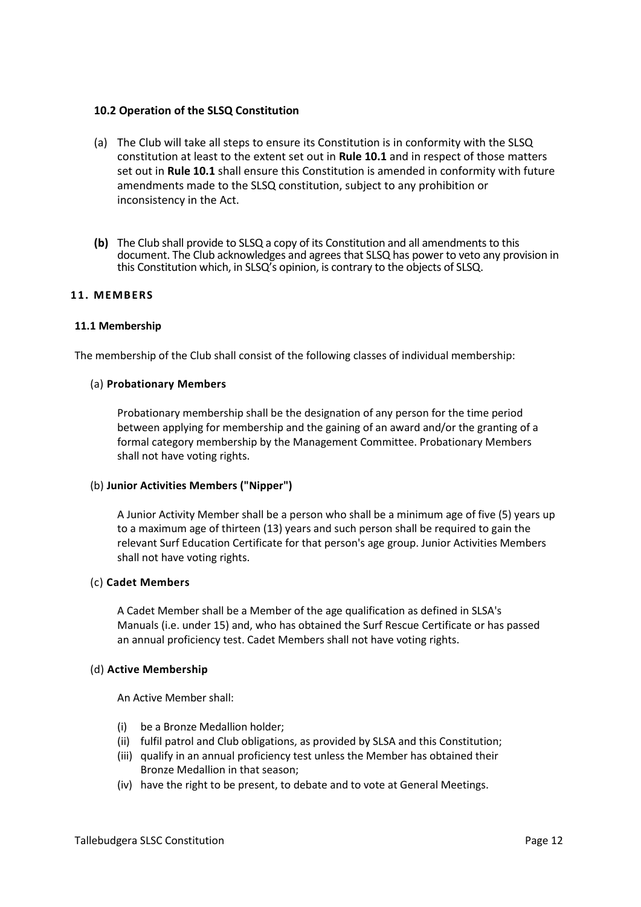### 10.2 Operation of the SLSQ Constitution

(a) The Club will take all steps to ensure its Constitution is in conformity with the SLSQ constitution at least to the extent set out in **Rule 10.1** and in respect of those matters set out in **Rule 10.1** shall ensure this Constitution is amended in conformity with future amendments made to the SLSQ constitution, subject to any prohibition or inconsistency in the Act.

**(b)** The Club shall provide to SLSQ a copy of its Constitution and all amendments to this document. The Club acknowledges and agrees that SLSQ has power to veto any provision in this Constitution which, in SLSQ's opinion, is contrary to the objects of SLSQ.

## 11. MEMBERS

### 11.1 Membership

The membership of the Club shall consist of the following classes of individual membership:

(a) **Probationary Members**

Probationary membership shall be the designation of any person for the time period between applying for membership and the gaining of an award and/or the granting of a formal category membership by the Management Committee. Probationary Members shall not have voting rights.

(b) **Junior Activities Members ("Nipper")**

A Junior Activity Member shall be a person who shall be a minimum age of five (5) years up to a maximum age of thirteen (13) years and such person shall be required to gain the relevant Surf Education Certificate for that person's age group. Junior Activities Members shall not have voting rights.

(c) **Cadet Members**

A Cadet Member shall be a Member of the age qualification as defined in SLSA's Manuals (i.e. under 15) and, who has obtained the Surf Rescue Certificate or has passed an annual proficiency test. Cadet Members shall not have voting rights.

(d) **Active Membership**

An Active Member shall:

(i) be a Bronze Medallion holder;
(ii) fulfil patrol and Club obligations, as provided by SLSA and this Constitution;
(iii) qualify in an annual proficiency test unless the Member has obtained their Bronze Medallion in that season;
(iv) have the right to be present, to debate and to vote at General Meetings.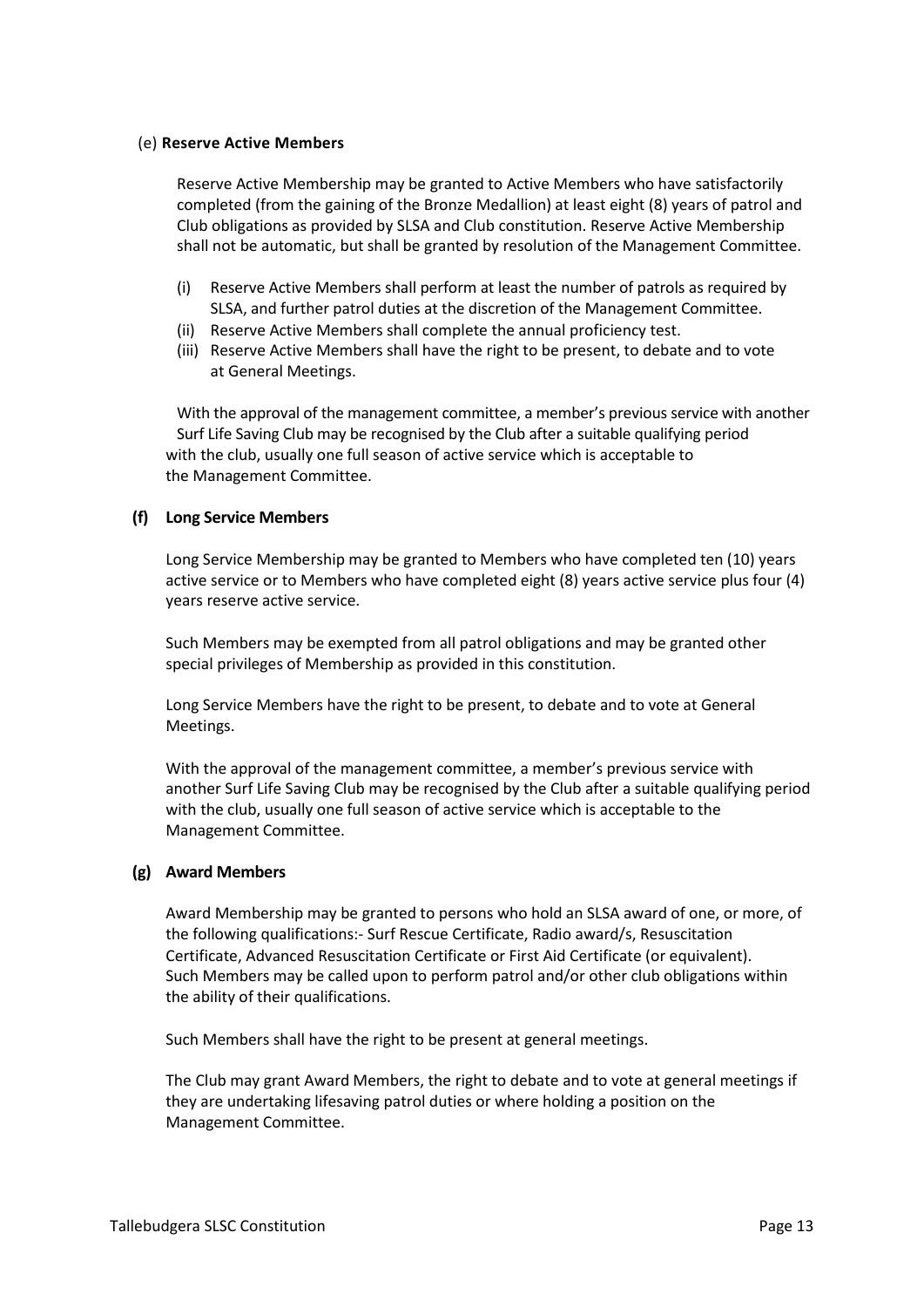(e) **Reserve Active Members**

Reserve Active Membership may be granted to Active Members who have satisfactorily completed (from the gaining of the Bronze Medallion) at least eight (8) years of patrol and Club obligations as provided by SLSA and Club constitution. Reserve Active Membership shall not be automatic, but shall be granted by resolution of the Management Committee.

(i) Reserve Active Members shall perform at least the number of patrols as required by SLSA, and further patrol duties at the discretion of the Management Committee.
(ii) Reserve Active Members shall complete the annual proficiency test.
(iii) Reserve Active Members shall have the right to be present, to debate and to vote at General Meetings.

With the approval of the management committee, a member's previous service with another Surf Life Saving Club may be recognised by the Club after a suitable qualifying period with the club, usually one full season of active service which is acceptable to the Management Committee.

**(f) Long Service Members**

Long Service Membership may be granted to Members who have completed ten (10) years active service or to Members who have completed eight (8) years active service plus four (4) years reserve active service.

Such Members may be exempted from all patrol obligations and may be granted other special privileges of Membership as provided in this constitution.

Long Service Members have the right to be present, to debate and to vote at General Meetings.

With the approval of the management committee, a member's previous service with another Surf Life Saving Club may be recognised by the Club after a suitable qualifying period with the club, usually one full season of active service which is acceptable to the Management Committee.

**(g) Award Members**

Award Membership may be granted to persons who hold an SLSA award of one, or more, of the following qualifications:- Surf Rescue Certificate, Radio award/s, Resuscitation Certificate, Advanced Resuscitation Certificate or First Aid Certificate (or equivalent). Such Members may be called upon to perform patrol and/or other club obligations within the ability of their qualifications.

Such Members shall have the right to be present at general meetings.

The Club may grant Award Members, the right to debate and to vote at general meetings if they are undertaking lifesaving patrol duties or where holding a position on the Management Committee.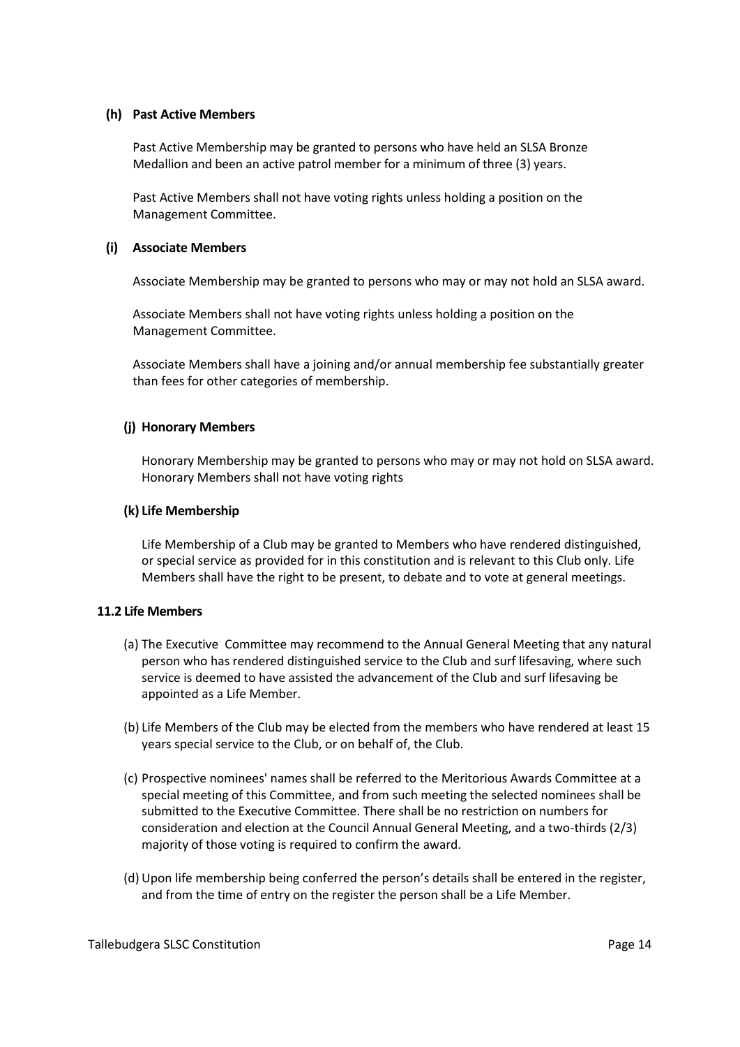**(h) Past Active Members**

Past Active Membership may be granted to persons who have held an SLSA Bronze Medallion and been an active patrol member for a minimum of three (3) years.

Past Active Members shall not have voting rights unless holding a position on the Management Committee.

**(i) Associate Members**

Associate Membership may be granted to persons who may or may not hold an SLSA award.

Associate Members shall not have voting rights unless holding a position on the Management Committee.

Associate Members shall have a joining and/or annual membership fee substantially greater than fees for other categories of membership.

**(j) Honorary Members**

Honorary Membership may be granted to persons who may or may not hold on SLSA award. Honorary Members shall not have voting rights

**(k) Life Membership**

Life Membership of a Club may be granted to Members who have rendered distinguished, or special service as provided for in this constitution and is relevant to this Club only. Life Members shall have the right to be present, to debate and to vote at general meetings.

**11.2 Life Members**

(a) The Executive Committee may recommend to the Annual General Meeting that any natural person who has rendered distinguished service to the Club and surf lifesaving, where such service is deemed to have assisted the advancement of the Club and surf lifesaving be appointed as a Life Member.

(b) Life Members of the Club may be elected from the members who have rendered at least 15 years special service to the Club, or on behalf of, the Club.

(c) Prospective nominees' names shall be referred to the Meritorious Awards Committee at a special meeting of this Committee, and from such meeting the selected nominees shall be submitted to the Executive Committee. There shall be no restriction on numbers for consideration and election at the Council Annual General Meeting, and a two-thirds (2/3) majority of those voting is required to confirm the award.

(d) Upon life membership being conferred the person's details shall be entered in the register, and from the time of entry on the register the person shall be a Life Member.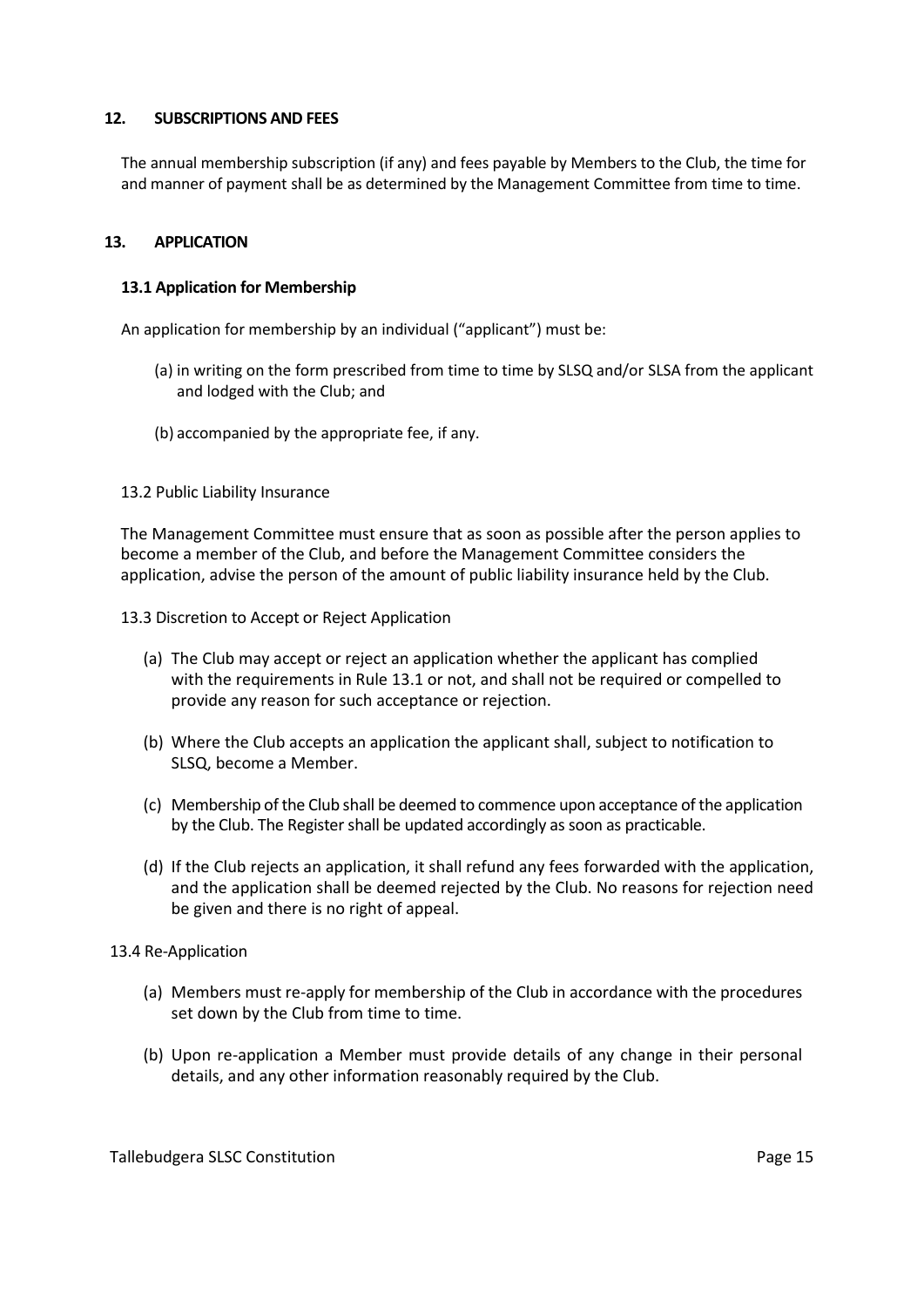## 12. SUBSCRIPTIONS AND FEES

The annual membership subscription (if any) and fees payable by Members to the Club, the time for and manner of payment shall be as determined by the Management Committee from time to time.

## 13. APPLICATION

### 13.1 Application for Membership

An application for membership by an individual ("applicant") must be:

(a) in writing on the form prescribed from time to time by SLSQ and/or SLSA from the applicant and lodged with the Club; and

(b) accompanied by the appropriate fee, if any.

### 13.2 Public Liability Insurance

The Management Committee must ensure that as soon as possible after the person applies to become a member of the Club, and before the Management Committee considers the application, advise the person of the amount of public liability insurance held by the Club.

### 13.3 Discretion to Accept or Reject Application

(a) The Club may accept or reject an application whether the applicant has complied with the requirements in Rule 13.1 or not, and shall not be required or compelled to provide any reason for such acceptance or rejection.

(b) Where the Club accepts an application the applicant shall, subject to notification to SLSQ, become a Member.

(c) Membership of the Club shall be deemed to commence upon acceptance of the application by the Club. The Register shall be updated accordingly as soon as practicable.

(d) If the Club rejects an application, it shall refund any fees forwarded with the application, and the application shall be deemed rejected by the Club. No reasons for rejection need be given and there is no right of appeal.

### 13.4 Re-Application

(a) Members must re-apply for membership of the Club in accordance with the procedures set down by the Club from time to time.

(b) Upon re-application a Member must provide details of any change in their personal details, and any other information reasonably required by the Club.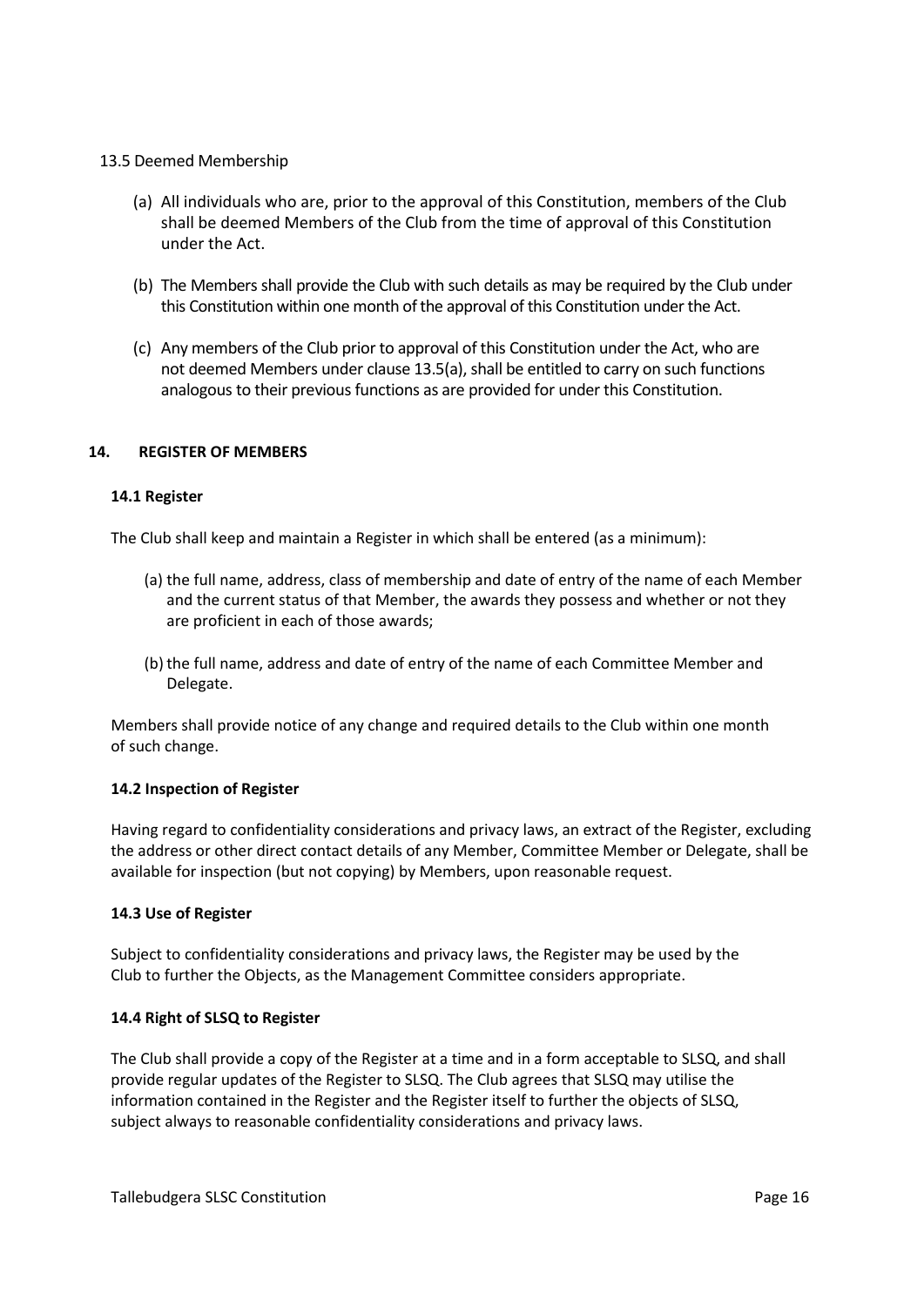13.5 Deemed Membership

(a) All individuals who are, prior to the approval of this Constitution, members of the Club shall be deemed Members of the Club from the time of approval of this Constitution under the Act.

(b) The Members shall provide the Club with such details as may be required by the Club under this Constitution within one month of the approval of this Constitution under the Act.

(c) Any members of the Club prior to approval of this Constitution under the Act, who are not deemed Members under clause 13.5(a), shall be entitled to carry on such functions analogous to their previous functions as are provided for under this Constitution.

## 14. REGISTER OF MEMBERS

### 14.1 Register

The Club shall keep and maintain a Register in which shall be entered (as a minimum):

(a) the full name, address, class of membership and date of entry of the name of each Member and the current status of that Member, the awards they possess and whether or not they are proficient in each of those awards;

(b) the full name, address and date of entry of the name of each Committee Member and Delegate.

Members shall provide notice of any change and required details to the Club within one month of such change.

### 14.2 Inspection of Register

Having regard to confidentiality considerations and privacy laws, an extract of the Register, excluding the address or other direct contact details of any Member, Committee Member or Delegate, shall be available for inspection (but not copying) by Members, upon reasonable request.

### 14.3 Use of Register

Subject to confidentiality considerations and privacy laws, the Register may be used by the Club to further the Objects, as the Management Committee considers appropriate.

### 14.4 Right of SLSQ to Register

The Club shall provide a copy of the Register at a time and in a form acceptable to SLSQ, and shall provide regular updates of the Register to SLSQ. The Club agrees that SLSQ may utilise the information contained in the Register and the Register itself to further the objects of SLSQ, subject always to reasonable confidentiality considerations and privacy laws.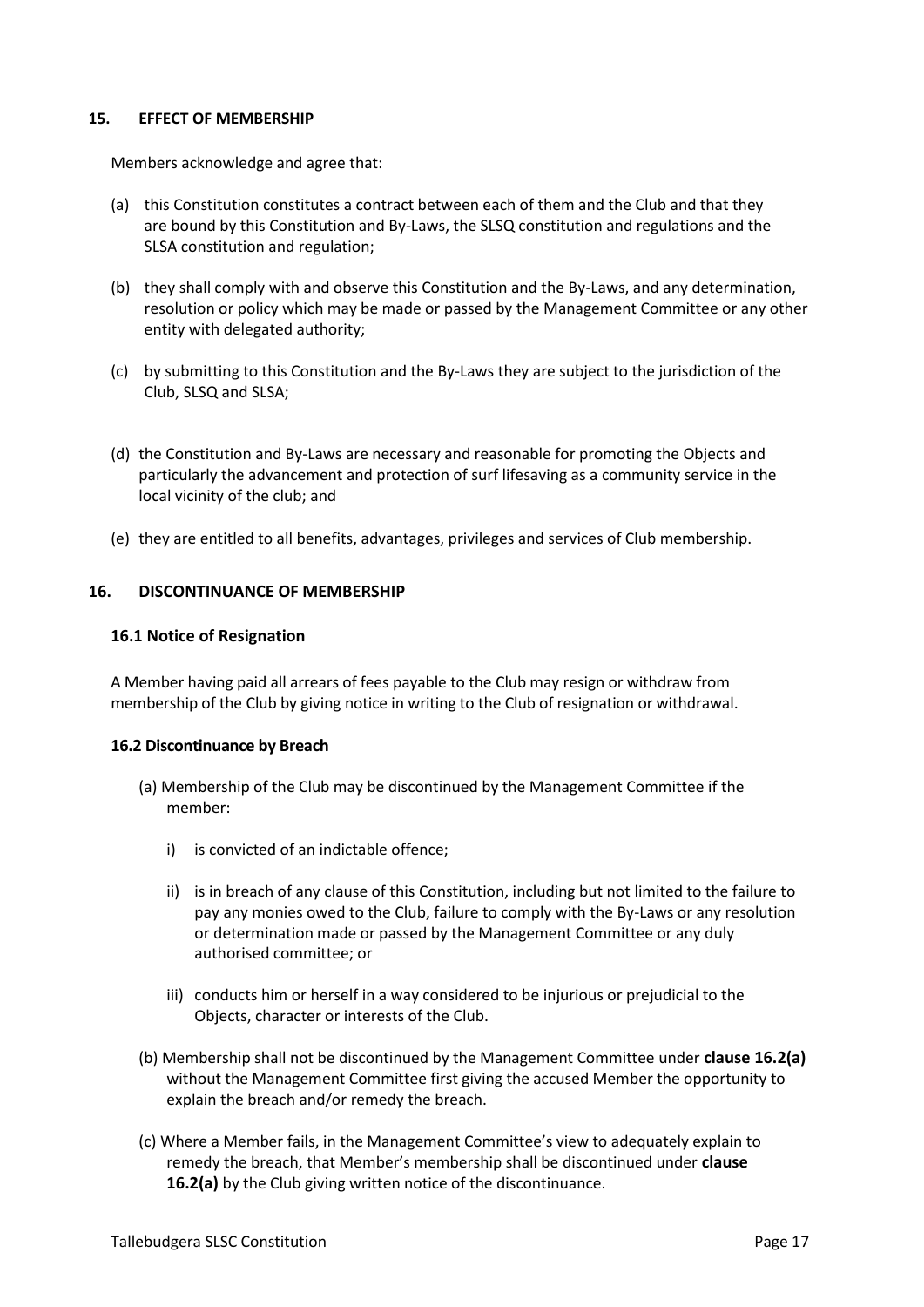## 15. EFFECT OF MEMBERSHIP

Members acknowledge and agree that:

(a) this Constitution constitutes a contract between each of them and the Club and that they are bound by this Constitution and By-Laws, the SLSQ constitution and regulations and the SLSA constitution and regulation;

(b) they shall comply with and observe this Constitution and the By-Laws, and any determination, resolution or policy which may be made or passed by the Management Committee or any other entity with delegated authority;

(c) by submitting to this Constitution and the By-Laws they are subject to the jurisdiction of the Club, SLSQ and SLSA;

(d) the Constitution and By-Laws are necessary and reasonable for promoting the Objects and particularly the advancement and protection of surf lifesaving as a community service in the local vicinity of the club; and

(e) they are entitled to all benefits, advantages, privileges and services of Club membership.

## 16. DISCONTINUANCE OF MEMBERSHIP

### 16.1 Notice of Resignation

A Member having paid all arrears of fees payable to the Club may resign or withdraw from membership of the Club by giving notice in writing to the Club of resignation or withdrawal.

### 16.2 Discontinuance by Breach

(a) Membership of the Club may be discontinued by the Management Committee if the member:

i) is convicted of an indictable offence;

ii) is in breach of any clause of this Constitution, including but not limited to the failure to pay any monies owed to the Club, failure to comply with the By-Laws or any resolution or determination made or passed by the Management Committee or any duly authorised committee; or

iii) conducts him or herself in a way considered to be injurious or prejudicial to the Objects, character or interests of the Club.

(b) Membership shall not be discontinued by the Management Committee under **clause 16.2(a)** without the Management Committee first giving the accused Member the opportunity to explain the breach and/or remedy the breach.

(c) Where a Member fails, in the Management Committee's view to adequately explain to remedy the breach, that Member's membership shall be discontinued under **clause 16.2(a)** by the Club giving written notice of the discontinuance.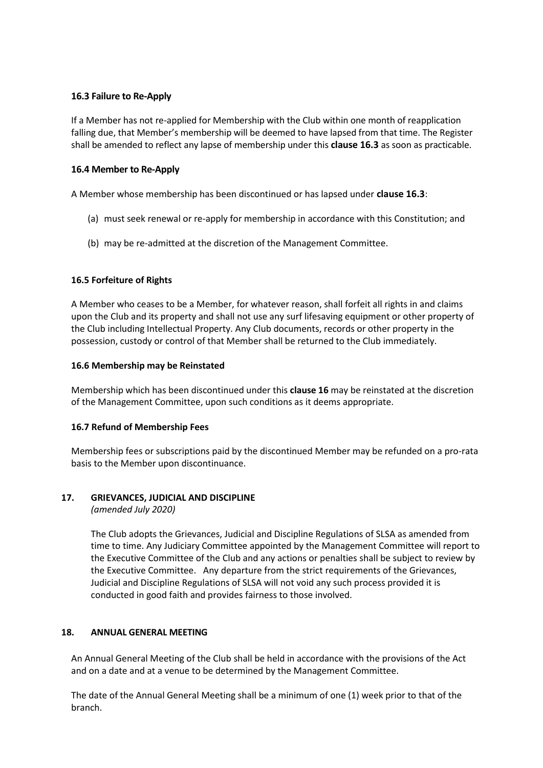### 16.3 Failure to Re-Apply

If a Member has not re-applied for Membership with the Club within one month of reapplication falling due, that Member's membership will be deemed to have lapsed from that time. The Register shall be amended to reflect any lapse of membership under this **clause 16.3** as soon as practicable.

### 16.4 Member to Re-Apply

A Member whose membership has been discontinued or has lapsed under **clause 16.3**:

(a) must seek renewal or re-apply for membership in accordance with this Constitution; and

(b) may be re-admitted at the discretion of the Management Committee.

### 16.5 Forfeiture of Rights

A Member who ceases to be a Member, for whatever reason, shall forfeit all rights in and claims upon the Club and its property and shall not use any surf lifesaving equipment or other property of the Club including Intellectual Property. Any Club documents, records or other property in the possession, custody or control of that Member shall be returned to the Club immediately.

### 16.6 Membership may be Reinstated

Membership which has been discontinued under this **clause 16** may be reinstated at the discretion of the Management Committee, upon such conditions as it deems appropriate.

### 16.7 Refund of Membership Fees

Membership fees or subscriptions paid by the discontinued Member may be refunded on a pro-rata basis to the Member upon discontinuance.

## 17. GRIEVANCES, JUDICIAL AND DISCIPLINE

*(amended July 2020)*

The Club adopts the Grievances, Judicial and Discipline Regulations of SLSA as amended from time to time. Any Judiciary Committee appointed by the Management Committee will report to the Executive Committee of the Club and any actions or penalties shall be subject to review by the Executive Committee. Any departure from the strict requirements of the Grievances, Judicial and Discipline Regulations of SLSA will not void any such process provided it is conducted in good faith and provides fairness to those involved.

## 18. ANNUAL GENERAL MEETING

An Annual General Meeting of the Club shall be held in accordance with the provisions of the Act and on a date and at a venue to be determined by the Management Committee.

The date of the Annual General Meeting shall be a minimum of one (1) week prior to that of the branch.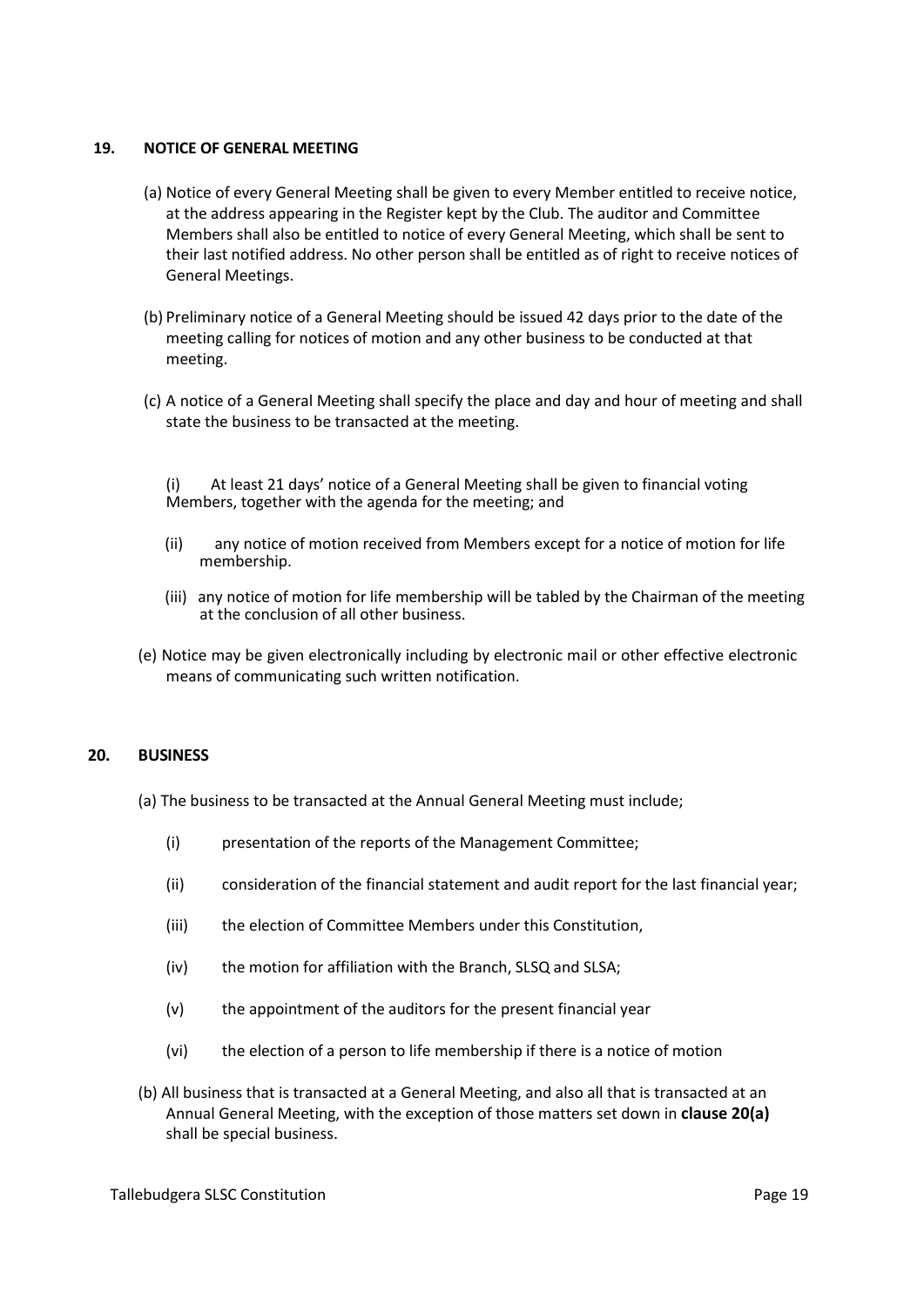## 19. NOTICE OF GENERAL MEETING

(a) Notice of every General Meeting shall be given to every Member entitled to receive notice, at the address appearing in the Register kept by the Club. The auditor and Committee Members shall also be entitled to notice of every General Meeting, which shall be sent to their last notified address. No other person shall be entitled as of right to receive notices of General Meetings.

(b) Preliminary notice of a General Meeting should be issued 42 days prior to the date of the meeting calling for notices of motion and any other business to be conducted at that meeting.

(c) A notice of a General Meeting shall specify the place and day and hour of meeting and shall state the business to be transacted at the meeting.

(i) At least 21 days' notice of a General Meeting shall be given to financial voting Members, together with the agenda for the meeting; and

(ii) any notice of motion received from Members except for a notice of motion for life membership.

(iii) any notice of motion for life membership will be tabled by the Chairman of the meeting at the conclusion of all other business.

(e) Notice may be given electronically including by electronic mail or other effective electronic means of communicating such written notification.

## 20. BUSINESS

(a) The business to be transacted at the Annual General Meeting must include;

(i) presentation of the reports of the Management Committee;

(ii) consideration of the financial statement and audit report for the last financial year;

(iii) the election of Committee Members under this Constitution,

(iv) the motion for affiliation with the Branch, SLSQ and SLSA;

(v) the appointment of the auditors for the present financial year

(vi) the election of a person to life membership if there is a notice of motion

(b) All business that is transacted at a General Meeting, and also all that is transacted at an Annual General Meeting, with the exception of those matters set down in **clause 20(a)** shall be special business.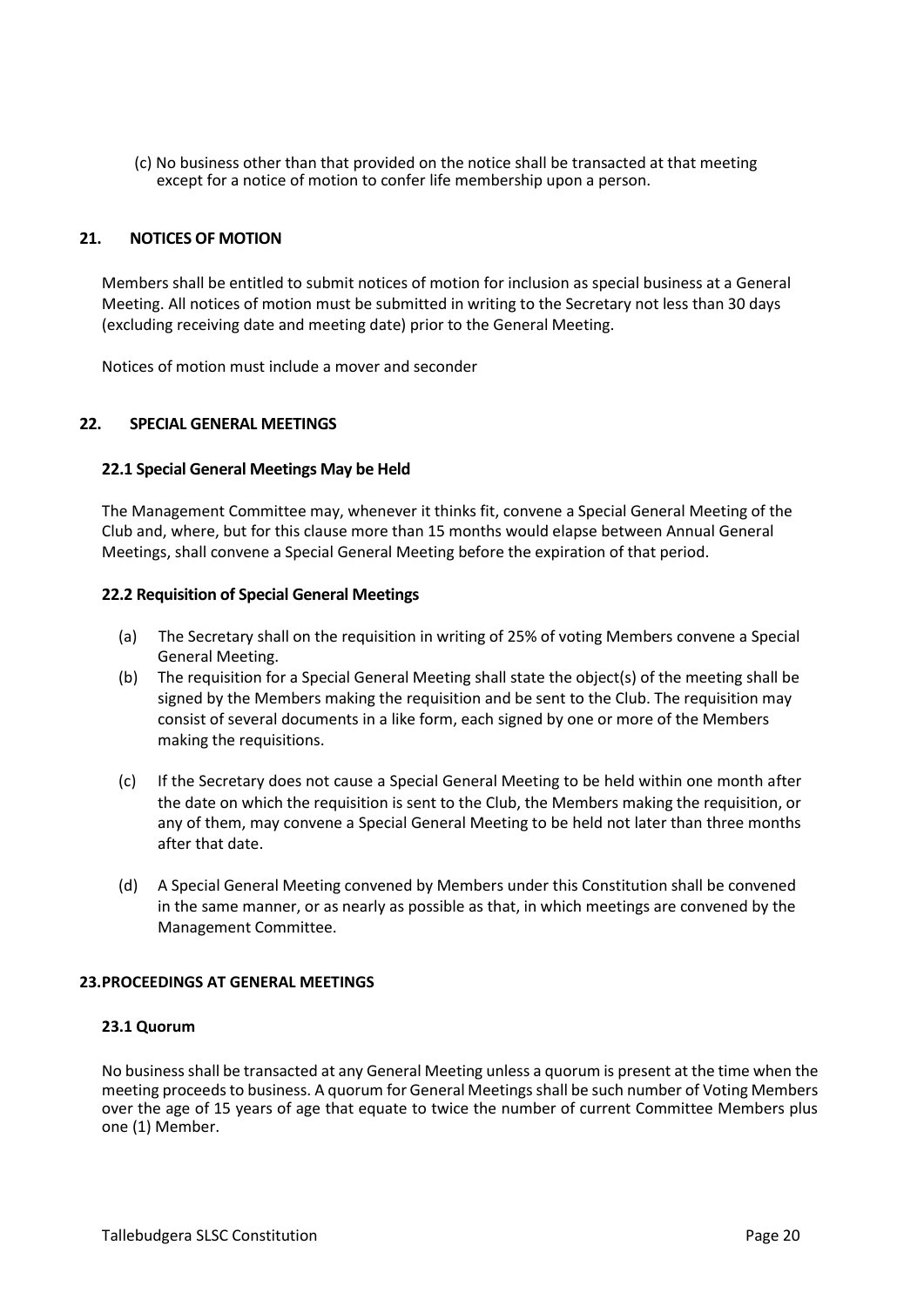(c) No business other than that provided on the notice shall be transacted at that meeting except for a notice of motion to confer life membership upon a person.

## 21. NOTICES OF MOTION

Members shall be entitled to submit notices of motion for inclusion as special business at a General Meeting. All notices of motion must be submitted in writing to the Secretary not less than 30 days (excluding receiving date and meeting date) prior to the General Meeting.

Notices of motion must include a mover and seconder

## 22. SPECIAL GENERAL MEETINGS

### 22.1 Special General Meetings May be Held

The Management Committee may, whenever it thinks fit, convene a Special General Meeting of the Club and, where, but for this clause more than 15 months would elapse between Annual General Meetings, shall convene a Special General Meeting before the expiration of that period.

### 22.2 Requisition of Special General Meetings

(a) The Secretary shall on the requisition in writing of 25% of voting Members convene a Special General Meeting.

(b) The requisition for a Special General Meeting shall state the object(s) of the meeting shall be signed by the Members making the requisition and be sent to the Club. The requisition may consist of several documents in a like form, each signed by one or more of the Members making the requisitions.

(c) If the Secretary does not cause a Special General Meeting to be held within one month after the date on which the requisition is sent to the Club, the Members making the requisition, or any of them, may convene a Special General Meeting to be held not later than three months after that date.

(d) A Special General Meeting convened by Members under this Constitution shall be convened in the same manner, or as nearly as possible as that, in which meetings are convened by the Management Committee.

## 23. PROCEEDINGS AT GENERAL MEETINGS

### 23.1 Quorum

No business shall be transacted at any General Meeting unless a quorum is present at the time when the meeting proceeds to business. A quorum for General Meetings shall be such number of Voting Members over the age of 15 years of age that equate to twice the number of current Committee Members plus one (1) Member.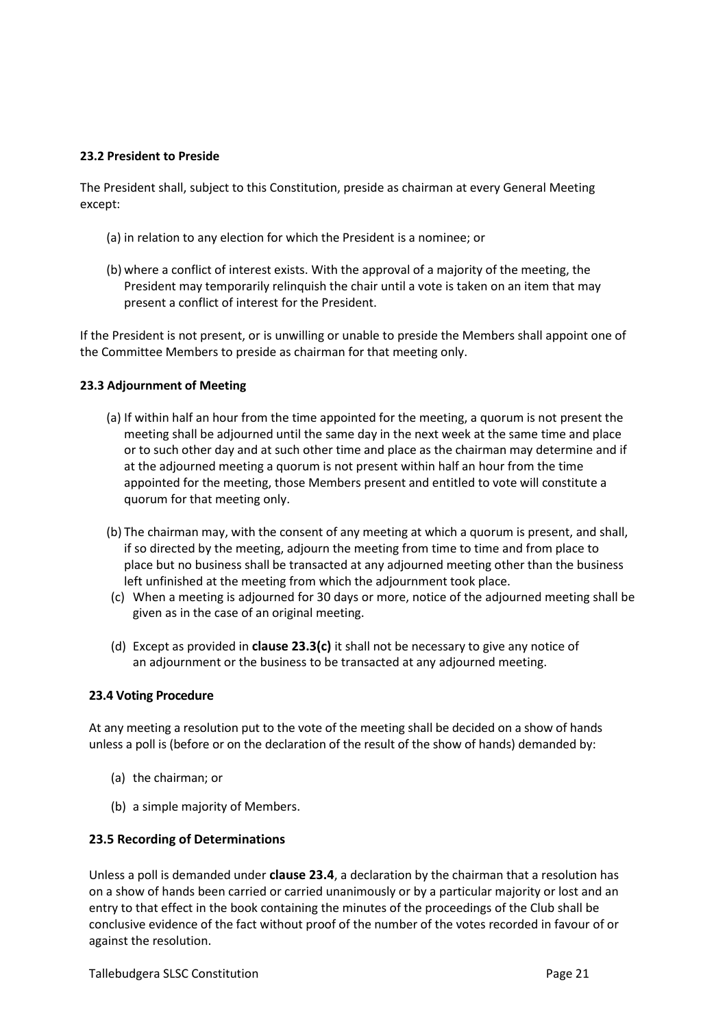### 23.2 President to Preside

The President shall, subject to this Constitution, preside as chairman at every General Meeting except:

(a) in relation to any election for which the President is a nominee; or

(b) where a conflict of interest exists. With the approval of a majority of the meeting, the President may temporarily relinquish the chair until a vote is taken on an item that may present a conflict of interest for the President.

If the President is not present, or is unwilling or unable to preside the Members shall appoint one of the Committee Members to preside as chairman for that meeting only.

### 23.3 Adjournment of Meeting

(a) If within half an hour from the time appointed for the meeting, a quorum is not present the meeting shall be adjourned until the same day in the next week at the same time and place or to such other day and at such other time and place as the chairman may determine and if at the adjourned meeting a quorum is not present within half an hour from the time appointed for the meeting, those Members present and entitled to vote will constitute a quorum for that meeting only.

(b) The chairman may, with the consent of any meeting at which a quorum is present, and shall, if so directed by the meeting, adjourn the meeting from time to time and from place to place but no business shall be transacted at any adjourned meeting other than the business left unfinished at the meeting from which the adjournment took place.

(c) When a meeting is adjourned for 30 days or more, notice of the adjourned meeting shall be given as in the case of an original meeting.

(d) Except as provided in **clause 23.3(c)** it shall not be necessary to give any notice of an adjournment or the business to be transacted at any adjourned meeting.

### 23.4 Voting Procedure

At any meeting a resolution put to the vote of the meeting shall be decided on a show of hands unless a poll is (before or on the declaration of the result of the show of hands) demanded by:

(a) the chairman; or

(b) a simple majority of Members.

### 23.5 Recording of Determinations

Unless a poll is demanded under **clause 23.4**, a declaration by the chairman that a resolution has on a show of hands been carried or carried unanimously or by a particular majority or lost and an entry to that effect in the book containing the minutes of the proceedings of the Club shall be conclusive evidence of the fact without proof of the number of the votes recorded in favour of or against the resolution.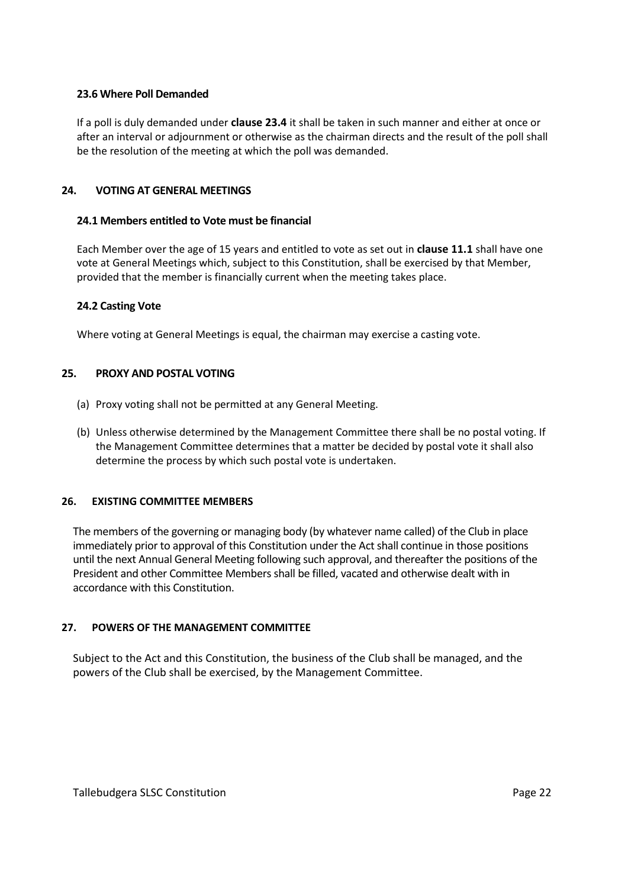### 23.6 Where Poll Demanded

If a poll is duly demanded under **clause 23.4** it shall be taken in such manner and either at once or after an interval or adjournment or otherwise as the chairman directs and the result of the poll shall be the resolution of the meeting at which the poll was demanded.

## 24. VOTING AT GENERAL MEETINGS

### 24.1 Members entitled to Vote must be financial

Each Member over the age of 15 years and entitled to vote as set out in **clause 11.1** shall have one vote at General Meetings which, subject to this Constitution, shall be exercised by that Member, provided that the member is financially current when the meeting takes place.

### 24.2 Casting Vote

Where voting at General Meetings is equal, the chairman may exercise a casting vote.

## 25. PROXY AND POSTAL VOTING

(a) Proxy voting shall not be permitted at any General Meeting.

(b) Unless otherwise determined by the Management Committee there shall be no postal voting. If the Management Committee determines that a matter be decided by postal vote it shall also determine the process by which such postal vote is undertaken.

## 26. EXISTING COMMITTEE MEMBERS

The members of the governing or managing body (by whatever name called) of the Club in place immediately prior to approval of this Constitution under the Act shall continue in those positions until the next Annual General Meeting following such approval, and thereafter the positions of the President and other Committee Members shall be filled, vacated and otherwise dealt with in accordance with this Constitution.

## 27. POWERS OF THE MANAGEMENT COMMITTEE

Subject to the Act and this Constitution, the business of the Club shall be managed, and the powers of the Club shall be exercised, by the Management Committee.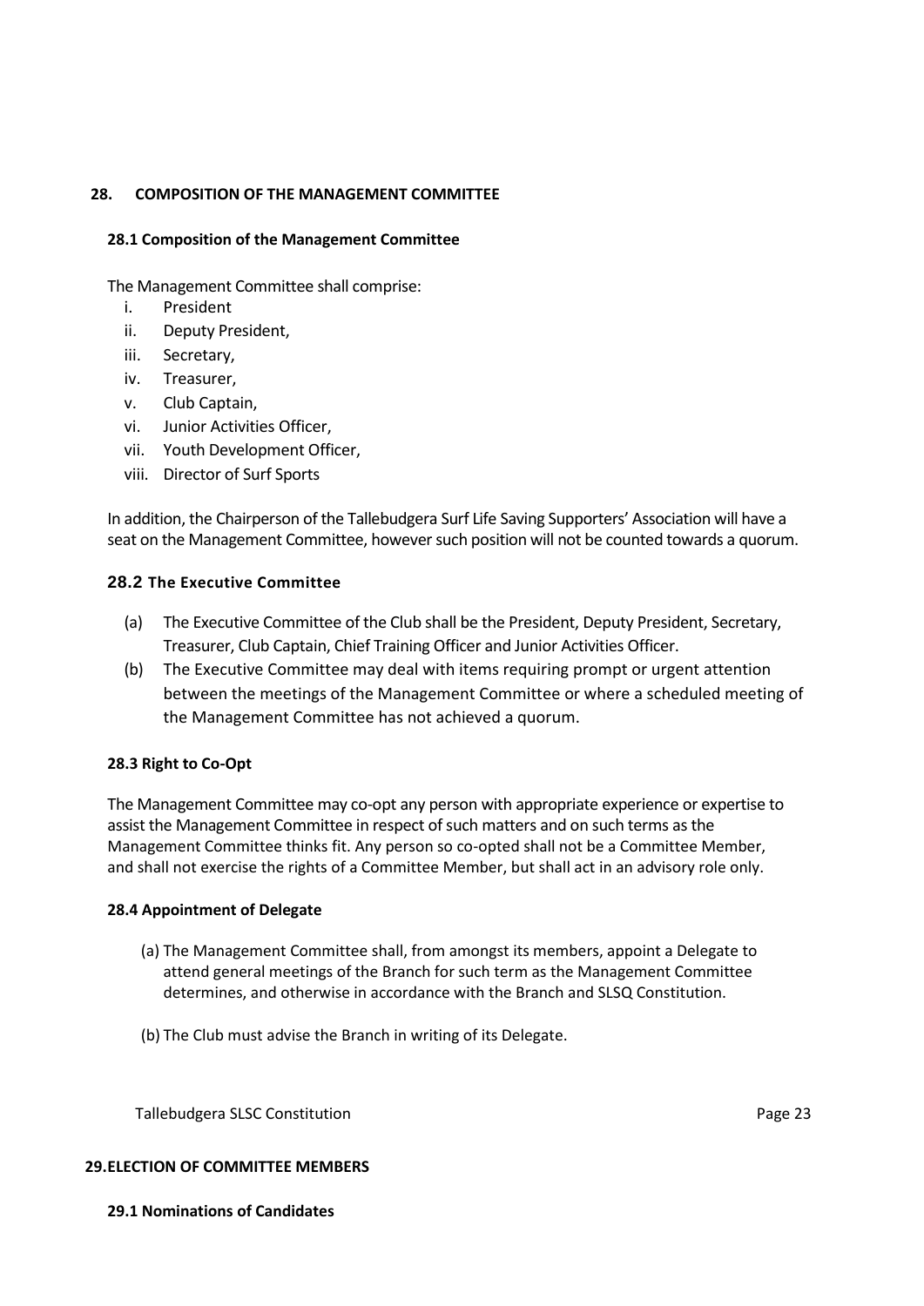## 28. COMPOSITION OF THE MANAGEMENT COMMITTEE

### 28.1 Composition of the Management Committee

The Management Committee shall comprise:

- i. President
- ii. Deputy President,
- iii. Secretary,
- iv. Treasurer,
- v. Club Captain,
- vi. Junior Activities Officer,
- vii. Youth Development Officer,
- viii. Director of Surf Sports

In addition, the Chairperson of the Tallebudgera Surf Life Saving Supporters' Association will have a seat on the Management Committee, however such position will not be counted towards a quorum.

### 28.2 The Executive Committee

(a) The Executive Committee of the Club shall be the President, Deputy President, Secretary, Treasurer, Club Captain, Chief Training Officer and Junior Activities Officer.

(b) The Executive Committee may deal with items requiring prompt or urgent attention between the meetings of the Management Committee or where a scheduled meeting of the Management Committee has not achieved a quorum.

### 28.3 Right to Co-Opt

The Management Committee may co-opt any person with appropriate experience or expertise to assist the Management Committee in respect of such matters and on such terms as the Management Committee thinks fit. Any person so co-opted shall not be a Committee Member, and shall not exercise the rights of a Committee Member, but shall act in an advisory role only.

### 28.4 Appointment of Delegate

(a) The Management Committee shall, from amongst its members, appoint a Delegate to attend general meetings of the Branch for such term as the Management Committee determines, and otherwise in accordance with the Branch and SLSQ Constitution.

(b) The Club must advise the Branch in writing of its Delegate.

## 29. ELECTION OF COMMITTEE MEMBERS

### 29.1 Nominations of Candidates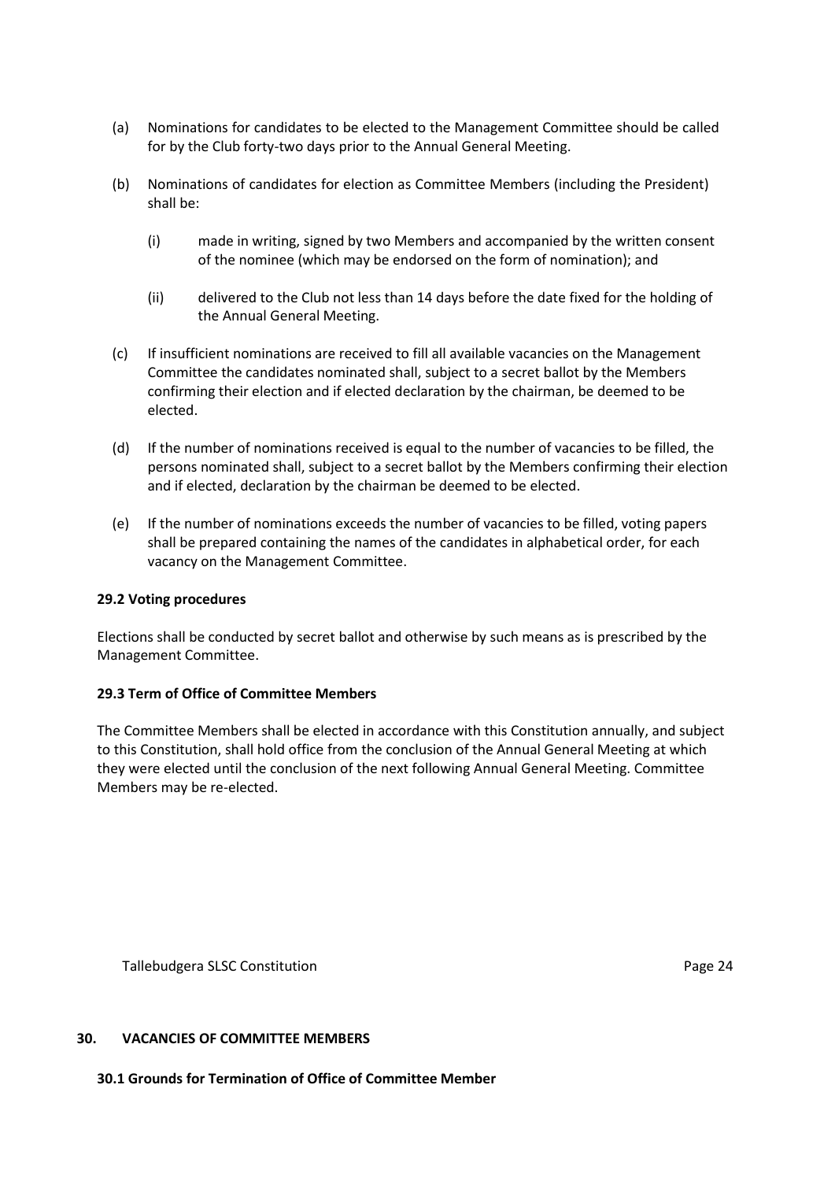(a) Nominations for candidates to be elected to the Management Committee should be called for by the Club forty-two days prior to the Annual General Meeting.

(b) Nominations of candidates for election as Committee Members (including the President) shall be:

(i) made in writing, signed by two Members and accompanied by the written consent of the nominee (which may be endorsed on the form of nomination); and

(ii) delivered to the Club not less than 14 days before the date fixed for the holding of the Annual General Meeting.

(c) If insufficient nominations are received to fill all available vacancies on the Management Committee the candidates nominated shall, subject to a secret ballot by the Members confirming their election and if elected declaration by the chairman, be deemed to be elected.

(d) If the number of nominations received is equal to the number of vacancies to be filled, the persons nominated shall, subject to a secret ballot by the Members confirming their election and if elected, declaration by the chairman be deemed to be elected.

(e) If the number of nominations exceeds the number of vacancies to be filled, voting papers shall be prepared containing the names of the candidates in alphabetical order, for each vacancy on the Management Committee.

**29.2 Voting procedures**

Elections shall be conducted by secret ballot and otherwise by such means as is prescribed by the Management Committee.

**29.3 Term of Office of Committee Members**

The Committee Members shall be elected in accordance with this Constitution annually, and subject to this Constitution, shall hold office from the conclusion of the Annual General Meeting at which they were elected until the conclusion of the next following Annual General Meeting. Committee Members may be re-elected.

## 30. VACANCIES OF COMMITTEE MEMBERS

**30.1 Grounds for Termination of Office of Committee Member**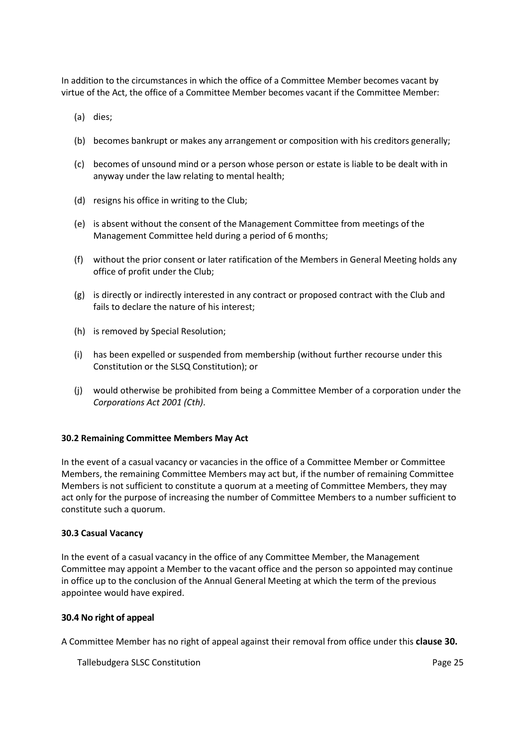In addition to the circumstances in which the office of a Committee Member becomes vacant by virtue of the Act, the office of a Committee Member becomes vacant if the Committee Member:

(a) dies;

(b) becomes bankrupt or makes any arrangement or composition with his creditors generally;

(c) becomes of unsound mind or a person whose person or estate is liable to be dealt with in anyway under the law relating to mental health;

(d) resigns his office in writing to the Club;

(e) is absent without the consent of the Management Committee from meetings of the Management Committee held during a period of 6 months;

(f) without the prior consent or later ratification of the Members in General Meeting holds any office of profit under the Club;

(g) is directly or indirectly interested in any contract or proposed contract with the Club and fails to declare the nature of his interest;

(h) is removed by Special Resolution;

(i) has been expelled or suspended from membership (without further recourse under this Constitution or the SLSQ Constitution); or

(j) would otherwise be prohibited from being a Committee Member of a corporation under the *Corporations Act 2001 (Cth)*.

**30.2 Remaining Committee Members May Act**

In the event of a casual vacancy or vacancies in the office of a Committee Member or Committee Members, the remaining Committee Members may act but, if the number of remaining Committee Members is not sufficient to constitute a quorum at a meeting of Committee Members, they may act only for the purpose of increasing the number of Committee Members to a number sufficient to constitute such a quorum.

**30.3 Casual Vacancy**

In the event of a casual vacancy in the office of any Committee Member, the Management Committee may appoint a Member to the vacant office and the person so appointed may continue in office up to the conclusion of the Annual General Meeting at which the term of the previous appointee would have expired.

**30.4 No right of appeal**

A Committee Member has no right of appeal against their removal from office under this **clause 30.**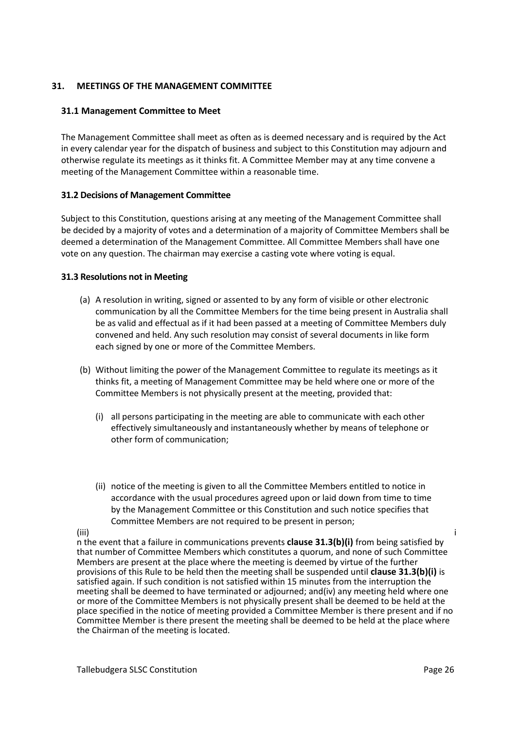## 31. MEETINGS OF THE MANAGEMENT COMMITTEE

### 31.1 Management Committee to Meet

The Management Committee shall meet as often as is deemed necessary and is required by the Act in every calendar year for the dispatch of business and subject to this Constitution may adjourn and otherwise regulate its meetings as it thinks fit. A Committee Member may at any time convene a meeting of the Management Committee within a reasonable time.

### 31.2 Decisions of Management Committee

Subject to this Constitution, questions arising at any meeting of the Management Committee shall be decided by a majority of votes and a determination of a majority of Committee Members shall be deemed a determination of the Management Committee. All Committee Members shall have one vote on any question. The chairman may exercise a casting vote where voting is equal.

### 31.3 Resolutions not in Meeting

(a) A resolution in writing, signed or assented to by any form of visible or other electronic communication by all the Committee Members for the time being present in Australia shall be as valid and effectual as if it had been passed at a meeting of Committee Members duly convened and held. Any such resolution may consist of several documents in like form each signed by one or more of the Committee Members.

(b) Without limiting the power of the Management Committee to regulate its meetings as it thinks fit, a meeting of Management Committee may be held where one or more of the Committee Members is not physically present at the meeting, provided that:

(i) all persons participating in the meeting are able to communicate with each other effectively simultaneously and instantaneously whether by means of telephone or other form of communication;

(ii) notice of the meeting is given to all the Committee Members entitled to notice in accordance with the usual procedures agreed upon or laid down from time to time by the Management Committee or this Constitution and such notice specifies that Committee Members are not required to be present in person;

(iii) in the event that a failure in communications prevents **clause 31.3(b)(i)** from being satisfied by that number of Committee Members which constitutes a quorum, and none of such Committee Members are present at the place where the meeting is deemed by virtue of the further provisions of this Rule to be held then the meeting shall be suspended until **clause 31.3(b)(i)** is satisfied again. If such condition is not satisfied within 15 minutes from the interruption the meeting shall be deemed to have terminated or adjourned; and(iv) any meeting held where one or more of the Committee Members is not physically present shall be deemed to be held at the place specified in the notice of meeting provided a Committee Member is there present and if no Committee Member is there present the meeting shall be deemed to be held at the place where the Chairman of the meeting is located.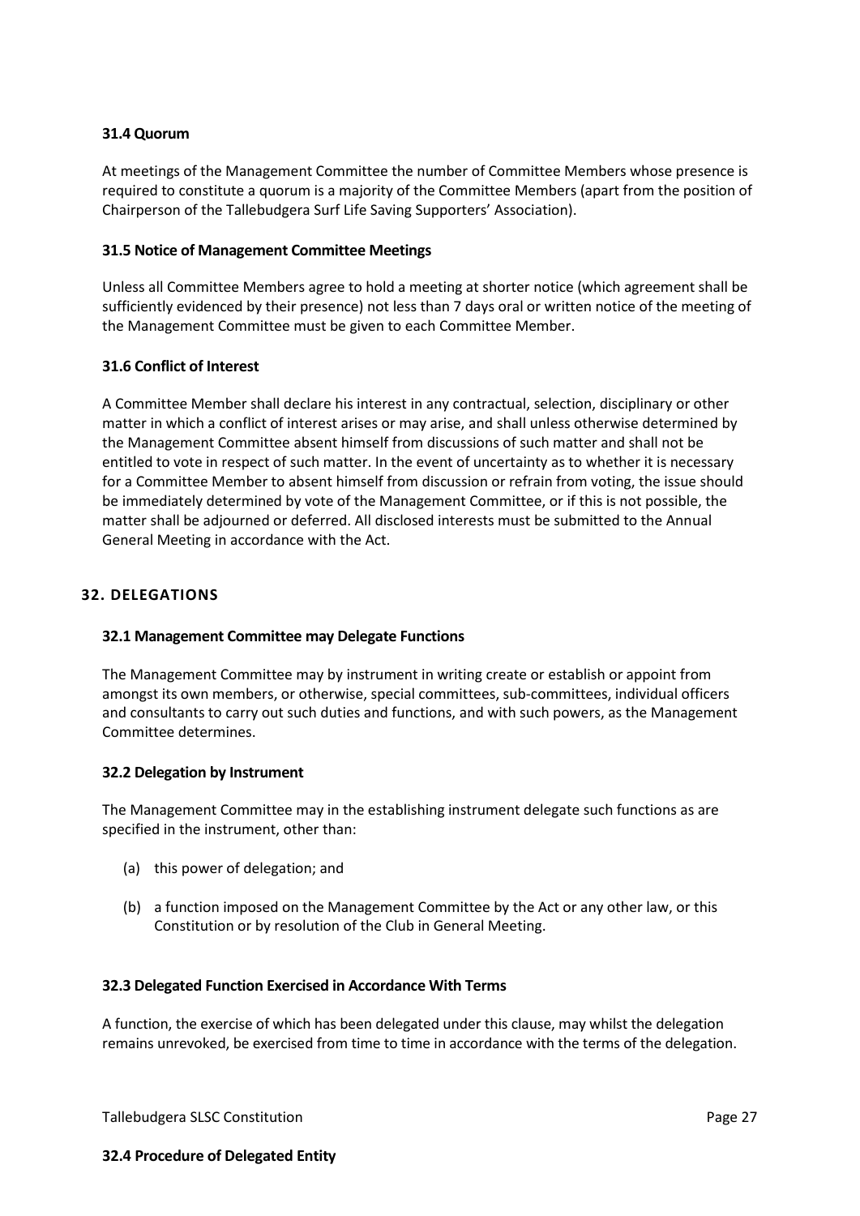### 31.4 Quorum

At meetings of the Management Committee the number of Committee Members whose presence is required to constitute a quorum is a majority of the Committee Members (apart from the position of Chairperson of the Tallebudgera Surf Life Saving Supporters' Association).

### 31.5 Notice of Management Committee Meetings

Unless all Committee Members agree to hold a meeting at shorter notice (which agreement shall be sufficiently evidenced by their presence) not less than 7 days oral or written notice of the meeting of the Management Committee must be given to each Committee Member.

### 31.6 Conflict of Interest

A Committee Member shall declare his interest in any contractual, selection, disciplinary or other matter in which a conflict of interest arises or may arise, and shall unless otherwise determined by the Management Committee absent himself from discussions of such matter and shall not be entitled to vote in respect of such matter. In the event of uncertainty as to whether it is necessary for a Committee Member to absent himself from discussion or refrain from voting, the issue should be immediately determined by vote of the Management Committee, or if this is not possible, the matter shall be adjourned or deferred. All disclosed interests must be submitted to the Annual General Meeting in accordance with the Act.

## 32. DELEGATIONS

### 32.1 Management Committee may Delegate Functions

The Management Committee may by instrument in writing create or establish or appoint from amongst its own members, or otherwise, special committees, sub-committees, individual officers and consultants to carry out such duties and functions, and with such powers, as the Management Committee determines.

### 32.2 Delegation by Instrument

The Management Committee may in the establishing instrument delegate such functions as are specified in the instrument, other than:

(a) this power of delegation; and

(b) a function imposed on the Management Committee by the Act or any other law, or this Constitution or by resolution of the Club in General Meeting.

### 32.3 Delegated Function Exercised in Accordance With Terms

A function, the exercise of which has been delegated under this clause, may whilst the delegation remains unrevoked, be exercised from time to time in accordance with the terms of the delegation.

### 32.4 Procedure of Delegated Entity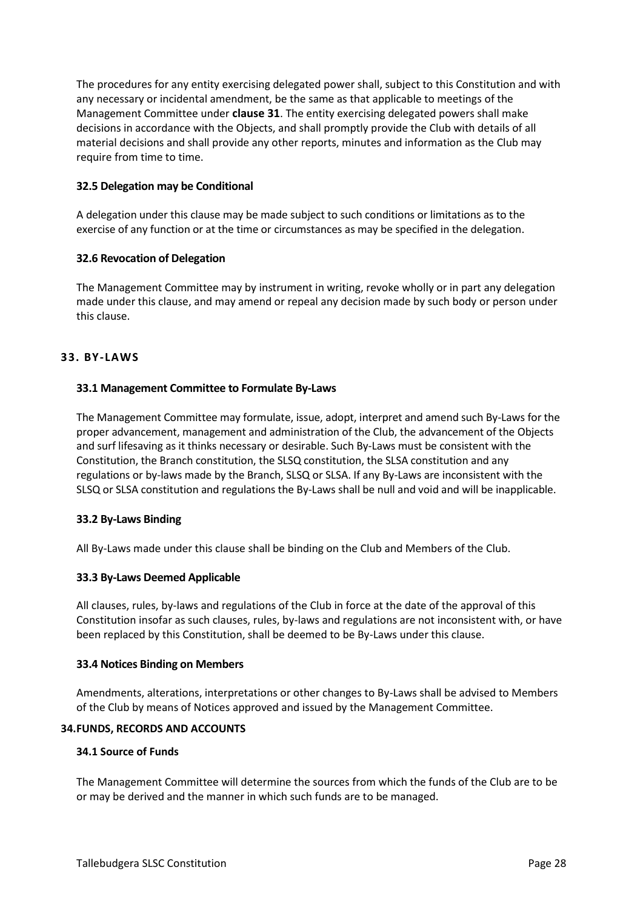The procedures for any entity exercising delegated power shall, subject to this Constitution and with any necessary or incidental amendment, be the same as that applicable to meetings of the Management Committee under **clause 31**. The entity exercising delegated powers shall make decisions in accordance with the Objects, and shall promptly provide the Club with details of all material decisions and shall provide any other reports, minutes and information as the Club may require from time to time.

### 32.5 Delegation may be Conditional

A delegation under this clause may be made subject to such conditions or limitations as to the exercise of any function or at the time or circumstances as may be specified in the delegation.

### 32.6 Revocation of Delegation

The Management Committee may by instrument in writing, revoke wholly or in part any delegation made under this clause, and may amend or repeal any decision made by such body or person under this clause.

## 33. BY-LAWS

### 33.1 Management Committee to Formulate By-Laws

The Management Committee may formulate, issue, adopt, interpret and amend such By-Laws for the proper advancement, management and administration of the Club, the advancement of the Objects and surf lifesaving as it thinks necessary or desirable. Such By-Laws must be consistent with the Constitution, the Branch constitution, the SLSQ constitution, the SLSA constitution and any regulations or by-laws made by the Branch, SLSQ or SLSA. If any By-Laws are inconsistent with the SLSQ or SLSA constitution and regulations the By-Laws shall be null and void and will be inapplicable.

### 33.2 By-Laws Binding

All By-Laws made under this clause shall be binding on the Club and Members of the Club.

### 33.3 By-Laws Deemed Applicable

All clauses, rules, by-laws and regulations of the Club in force at the date of the approval of this Constitution insofar as such clauses, rules, by-laws and regulations are not inconsistent with, or have been replaced by this Constitution, shall be deemed to be By-Laws under this clause.

### 33.4 Notices Binding on Members

Amendments, alterations, interpretations or other changes to By-Laws shall be advised to Members of the Club by means of Notices approved and issued by the Management Committee.

## 34. FUNDS, RECORDS AND ACCOUNTS

### 34.1 Source of Funds

The Management Committee will determine the sources from which the funds of the Club are to be or may be derived and the manner in which such funds are to be managed.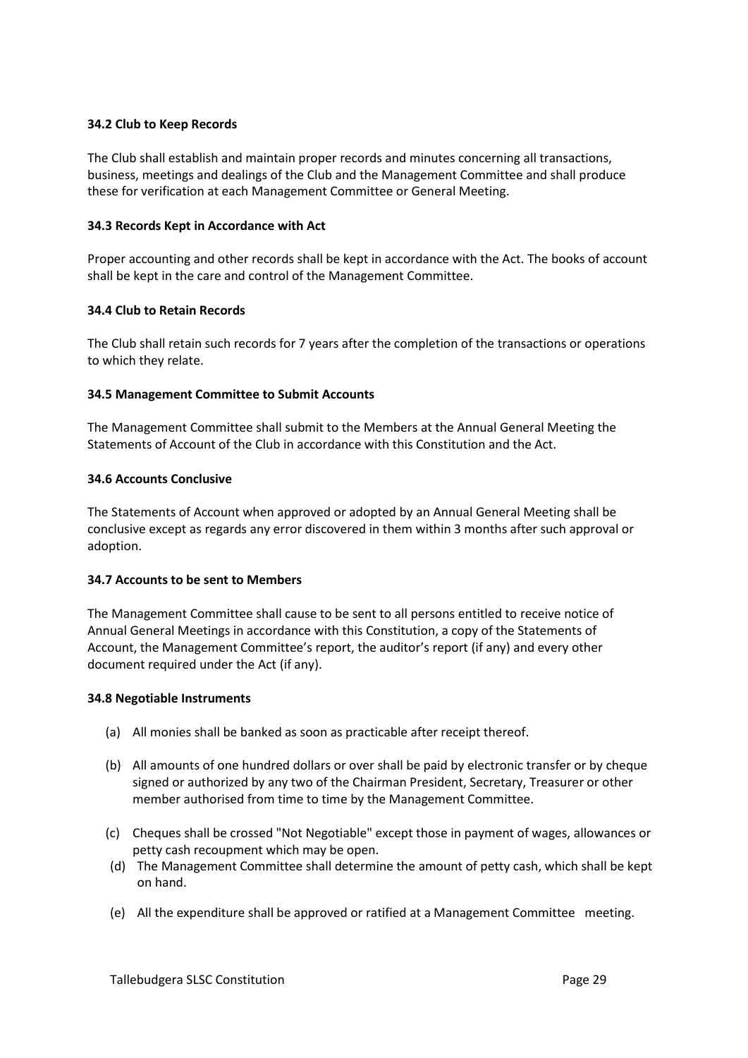**34.2 Club to Keep Records**

The Club shall establish and maintain proper records and minutes concerning all transactions, business, meetings and dealings of the Club and the Management Committee and shall produce these for verification at each Management Committee or General Meeting.

**34.3 Records Kept in Accordance with Act**

Proper accounting and other records shall be kept in accordance with the Act. The books of account shall be kept in the care and control of the Management Committee.

**34.4 Club to Retain Records**

The Club shall retain such records for 7 years after the completion of the transactions or operations to which they relate.

**34.5 Management Committee to Submit Accounts**

The Management Committee shall submit to the Members at the Annual General Meeting the Statements of Account of the Club in accordance with this Constitution and the Act.

**34.6 Accounts Conclusive**

The Statements of Account when approved or adopted by an Annual General Meeting shall be conclusive except as regards any error discovered in them within 3 months after such approval or adoption.

**34.7 Accounts to be sent to Members**

The Management Committee shall cause to be sent to all persons entitled to receive notice of Annual General Meetings in accordance with this Constitution, a copy of the Statements of Account, the Management Committee's report, the auditor's report (if any) and every other document required under the Act (if any).

**34.8 Negotiable Instruments**

(a) All monies shall be banked as soon as practicable after receipt thereof.

(b) All amounts of one hundred dollars or over shall be paid by electronic transfer or by cheque signed or authorized by any two of the Chairman President, Secretary, Treasurer or other member authorised from time to time by the Management Committee.

(c) Cheques shall be crossed "Not Negotiable" except those in payment of wages, allowances or petty cash recoupment which may be open.

(d) The Management Committee shall determine the amount of petty cash, which shall be kept on hand.

(e) All the expenditure shall be approved or ratified at a Management Committee meeting.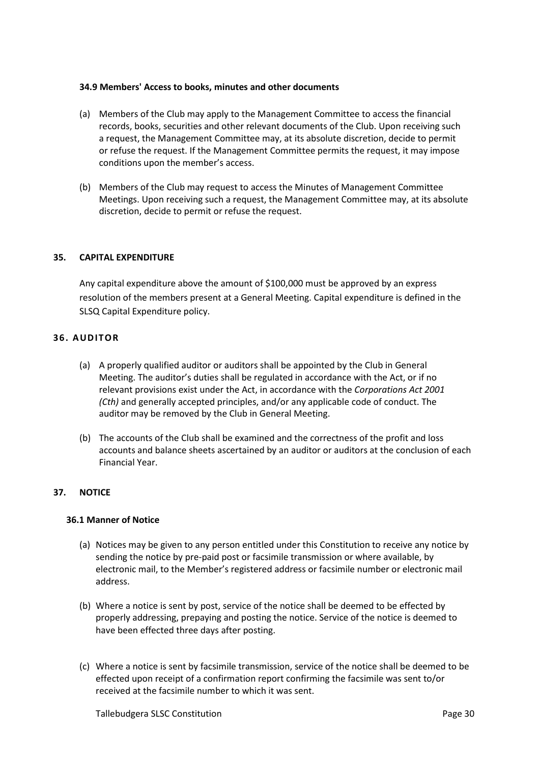#### 34.9 Members' Access to books, minutes and other documents

(a) Members of the Club may apply to the Management Committee to access the financial records, books, securities and other relevant documents of the Club. Upon receiving such a request, the Management Committee may, at its absolute discretion, decide to permit or refuse the request. If the Management Committee permits the request, it may impose conditions upon the member's access.

(b) Members of the Club may request to access the Minutes of Management Committee Meetings. Upon receiving such a request, the Management Committee may, at its absolute discretion, decide to permit or refuse the request.

### 35. CAPITAL EXPENDITURE

Any capital expenditure above the amount of $100,000 must be approved by an express resolution of the members present at a General Meeting. Capital expenditure is defined in the SLSQ Capital Expenditure policy.

### 36. AUDITOR

(a) A properly qualified auditor or auditors shall be appointed by the Club in General Meeting. The auditor's duties shall be regulated in accordance with the Act, or if no relevant provisions exist under the Act, in accordance with the *Corporations Act 2001 (Cth)* and generally accepted principles, and/or any applicable code of conduct. The auditor may be removed by the Club in General Meeting.

(b) The accounts of the Club shall be examined and the correctness of the profit and loss accounts and balance sheets ascertained by an auditor or auditors at the conclusion of each Financial Year.

### 37. NOTICE

#### 36.1 Manner of Notice

(a) Notices may be given to any person entitled under this Constitution to receive any notice by sending the notice by pre-paid post or facsimile transmission or where available, by electronic mail, to the Member's registered address or facsimile number or electronic mail address.

(b) Where a notice is sent by post, service of the notice shall be deemed to be effected by properly addressing, prepaying and posting the notice. Service of the notice is deemed to have been effected three days after posting.

(c) Where a notice is sent by facsimile transmission, service of the notice shall be deemed to be effected upon receipt of a confirmation report confirming the facsimile was sent to/or received at the facsimile number to which it was sent.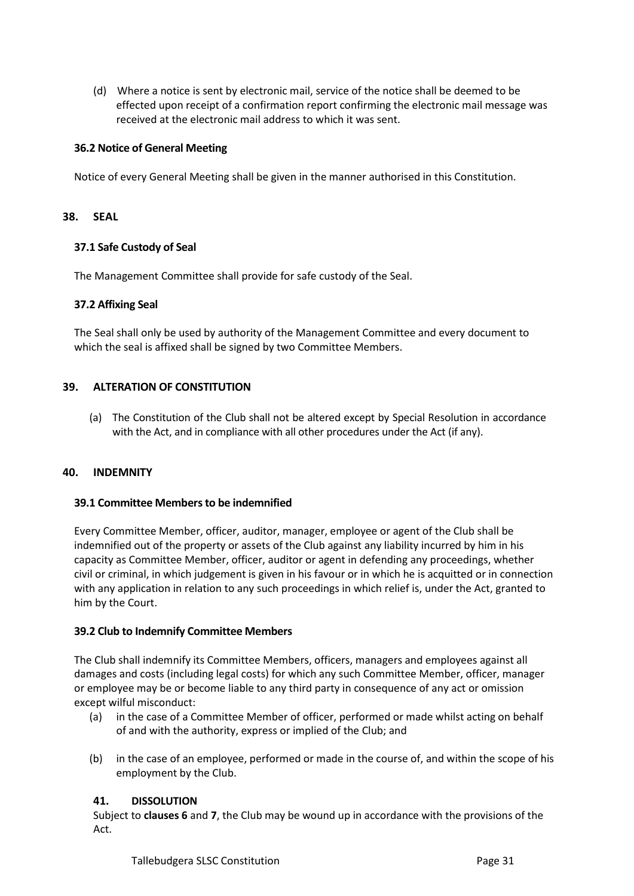(d) Where a notice is sent by electronic mail, service of the notice shall be deemed to be effected upon receipt of a confirmation report confirming the electronic mail message was received at the electronic mail address to which it was sent.

### 36.2 Notice of General Meeting

Notice of every General Meeting shall be given in the manner authorised in this Constitution.

## 38. SEAL

### 37.1 Safe Custody of Seal

The Management Committee shall provide for safe custody of the Seal.

### 37.2 Affixing Seal

The Seal shall only be used by authority of the Management Committee and every document to which the seal is affixed shall be signed by two Committee Members.

## 39. ALTERATION OF CONSTITUTION

(a) The Constitution of the Club shall not be altered except by Special Resolution in accordance with the Act, and in compliance with all other procedures under the Act (if any).

## 40. INDEMNITY

### 39.1 Committee Members to be indemnified

Every Committee Member, officer, auditor, manager, employee or agent of the Club shall be indemnified out of the property or assets of the Club against any liability incurred by him in his capacity as Committee Member, officer, auditor or agent in defending any proceedings, whether civil or criminal, in which judgement is given in his favour or in which he is acquitted or in connection with any application in relation to any such proceedings in which relief is, under the Act, granted to him by the Court.

### 39.2 Club to Indemnify Committee Members

The Club shall indemnify its Committee Members, officers, managers and employees against all damages and costs (including legal costs) for which any such Committee Member, officer, manager or employee may be or become liable to any third party in consequence of any act or omission except wilful misconduct:

(a) in the case of a Committee Member of officer, performed or made whilst acting on behalf of and with the authority, express or implied of the Club; and

(b) in the case of an employee, performed or made in the course of, and within the scope of his employment by the Club.

## 41. DISSOLUTION

Subject to **clauses 6** and **7**, the Club may be wound up in accordance with the provisions of the Act.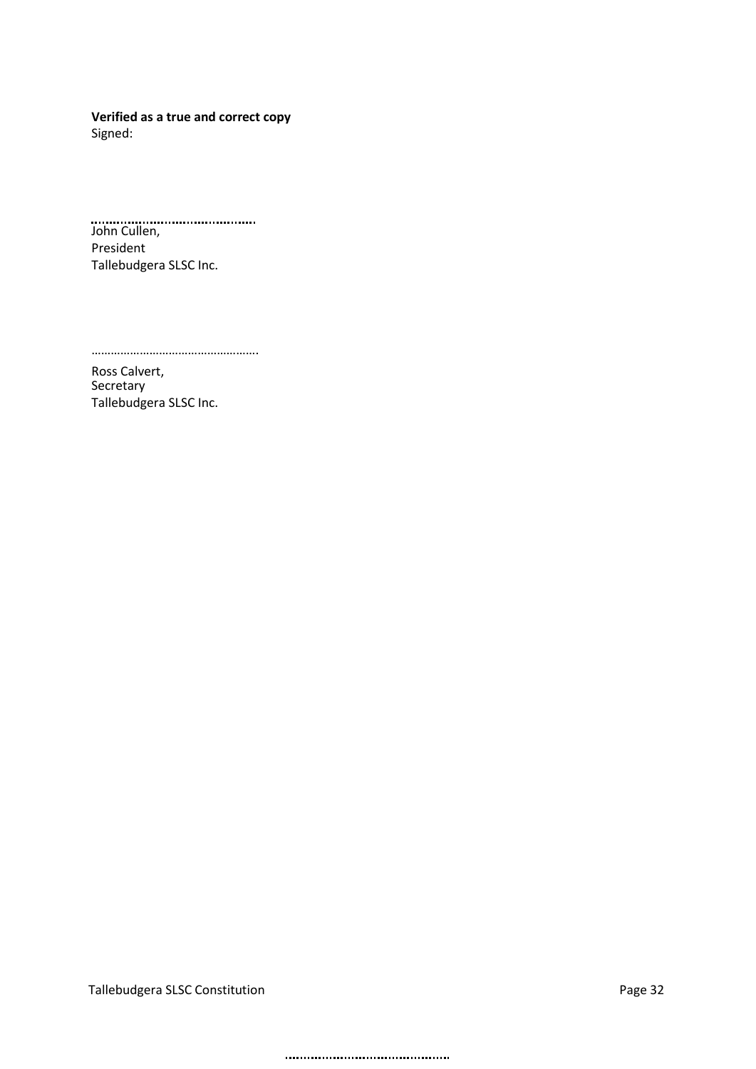**Verified as a true and correct copy**
Signed:

..........................................
John Cullen,
President
Tallebudgera SLSC Inc.

..........................................
Ross Calvert,
Secretary
Tallebudgera SLSC Inc.